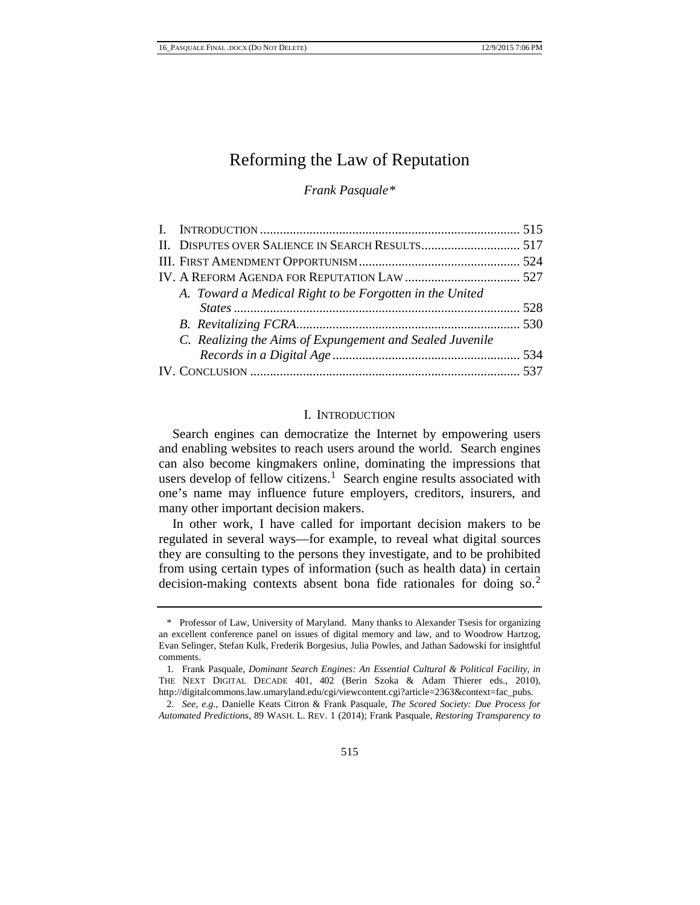# Reforming the Law of Reputation

*Frank Pasquale**

| | |
|---|---|
| I. INTRODUCTION | 515 |
| II. DISPUTES OVER SALIENCE IN SEARCH RESULTS | 517 |
| III. FIRST AMENDMENT OPPORTUNISM | 524 |
| IV. A REFORM AGENDA FOR REPUTATION LAW | 527 |
| *A. Toward a Medical Right to be Forgotten in the United States* | 528 |
| *B. Revitalizing FCRA* | 530 |
| *C. Realizing the Aims of Expungement and Sealed Juvenile Records in a Digital Age* | 534 |
| IV. CONCLUSION | 537 |

## I. INTRODUCTION

Search engines can democratize the Internet by empowering users and enabling websites to reach users around the world. Search engines can also become kingmakers online, dominating the impressions that users develop of fellow citizens.[1] Search engine results associated with one's name may influence future employers, creditors, insurers, and many other important decision makers.

In other work, I have called for important decision makers to be regulated in several ways—for example, to reveal what digital sources they are consulting to the persons they investigate, and to be prohibited from using certain types of information (such as health data) in certain decision-making contexts absent bona fide rationales for doing so.[2]

---

\* Professor of Law, University of Maryland. Many thanks to Alexander Tsesis for organizing an excellent conference panel on issues of digital memory and law, and to Woodrow Hartzog, Evan Selinger, Stefan Kulk, Frederik Borgesius, Julia Powles, and Jathan Sadowski for insightful comments.

1. Frank Pasquale, *Dominant Search Engines: An Essential Cultural & Political Facility*, *in* THE NEXT DIGITAL DECADE 401, 402 (Berin Szoka & Adam Thierer eds., 2010), http://digitalcommons.law.umaryland.edu/cgi/viewcontent.cgi?article=2363&context=fac_pubs.

2. *See, e.g.*, Danielle Keats Citron & Frank Pasquale, *The Scored Society: Due Process for Automated Predictions*, 89 WASH. L. REV. 1 (2014); Frank Pasquale, *Restoring Transparency to*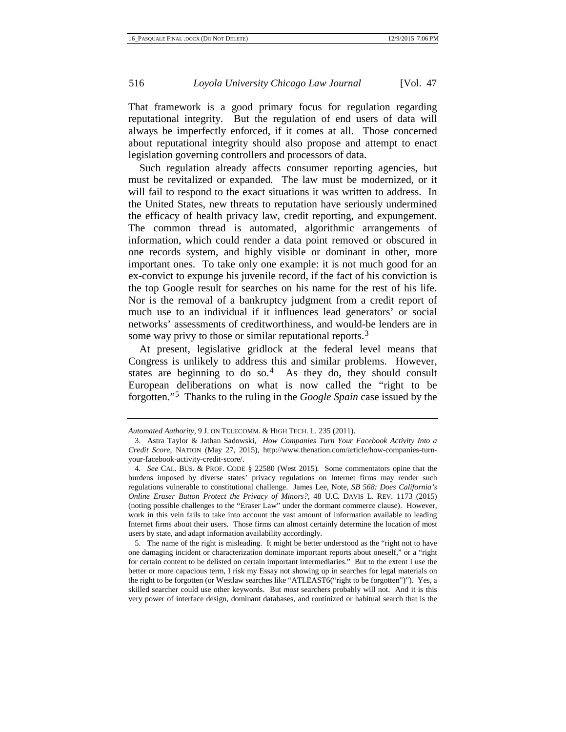That framework is a good primary focus for regulation regarding reputational integrity. But the regulation of end users of data will always be imperfectly enforced, if it comes at all. Those concerned about reputational integrity should also propose and attempt to enact legislation governing controllers and processors of data.

Such regulation already affects consumer reporting agencies, but must be revitalized or expanded. The law must be modernized, or it will fail to respond to the exact situations it was written to address. In the United States, new threats to reputation have seriously undermined the efficacy of health privacy law, credit reporting, and expungement. The common thread is automated, algorithmic arrangements of information, which could render a data point removed or obscured in one records system, and highly visible or dominant in other, more important ones. To take only one example: it is not much good for an ex-convict to expunge his juvenile record, if the fact of his conviction is the top Google result for searches on his name for the rest of his life. Nor is the removal of a bankruptcy judgment from a credit report of much use to an individual if it influences lead generators' or social networks' assessments of creditworthiness, and would-be lenders are in some way privy to those or similar reputational reports.[3]

At present, legislative gridlock at the federal level means that Congress is unlikely to address this and similar problems. However, states are beginning to do so.[4] As they do, they should consult European deliberations on what is now called the "right to be forgotten."[5] Thanks to the ruling in the *Google Spain* case issued by the

---

*Automated Authority*, 9 J. ON TELECOMM. & HIGH TECH. L. 235 (2011).

3. Astra Taylor & Jathan Sadowski, *How Companies Turn Your Facebook Activity Into a Credit Score*, NATION (May 27, 2015), http://www.thenation.com/article/how-companies-turn-your-facebook-activity-credit-score/.

4. *See* CAL. BUS. & PROF. CODE § 22580 (West 2015). Some commentators opine that the burdens imposed by diverse states' privacy regulations on Internet firms may render such regulations vulnerable to constitutional challenge. James Lee, Note, *SB 568: Does California's Online Eraser Button Protect the Privacy of Minors?*, 48 U.C. DAVIS L. REV. 1173 (2015) (noting possible challenges to the "Eraser Law" under the dormant commerce clause). However, work in this vein fails to take into account the vast amount of information available to leading Internet firms about their users. Those firms can almost certainly determine the location of most users by state, and adapt information availability accordingly.

5. The name of the right is misleading. It might be better understood as the "right not to have one damaging incident or characterization dominate important reports about oneself," or a "right for certain content to be delisted on certain important intermediaries." But to the extent I use the better or more capacious term, I risk my Essay not showing up in searches for legal materials on the right to be forgotten (or Westlaw searches like "ATLEAST6("right to be forgotten")"). Yes, a skilled searcher could use other keywords. But *most* searchers probably will not. And it is this very power of interface design, dominant databases, and routinized or habitual search that is the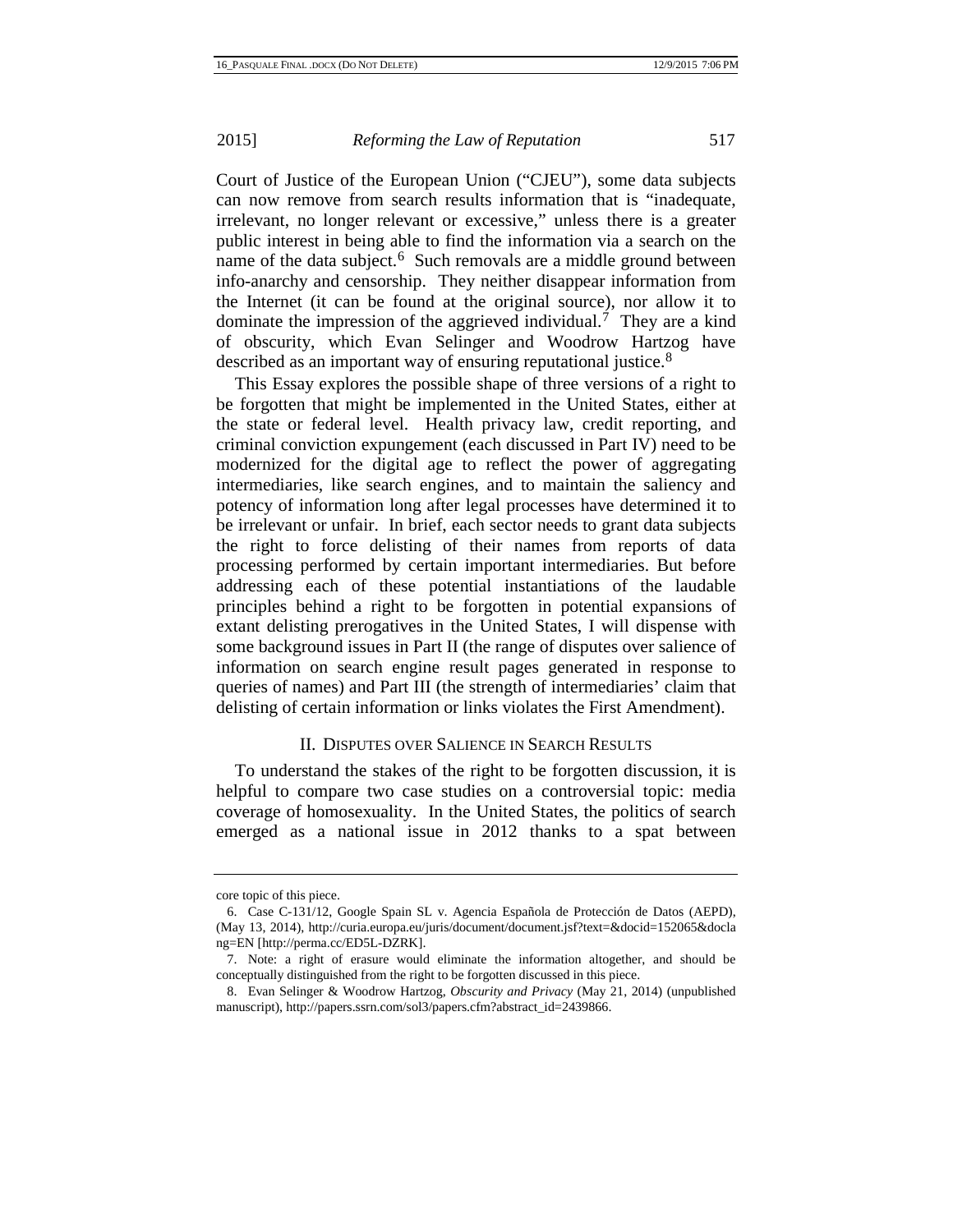Court of Justice of the European Union ("CJEU"), some data subjects can now remove from search results information that is "inadequate, irrelevant, no longer relevant or excessive," unless there is a greater public interest in being able to find the information via a search on the name of the data subject.[6] Such removals are a middle ground between info-anarchy and censorship. They neither disappear information from the Internet (it can be found at the original source), nor allow it to dominate the impression of the aggrieved individual.[7] They are a kind of obscurity, which Evan Selinger and Woodrow Hartzog have described as an important way of ensuring reputational justice.[8]

This Essay explores the possible shape of three versions of a right to be forgotten that might be implemented in the United States, either at the state or federal level. Health privacy law, credit reporting, and criminal conviction expungement (each discussed in Part IV) need to be modernized for the digital age to reflect the power of aggregating intermediaries, like search engines, and to maintain the saliency and potency of information long after legal processes have determined it to be irrelevant or unfair. In brief, each sector needs to grant data subjects the right to force delisting of their names from reports of data processing performed by certain important intermediaries. But before addressing each of these potential instantiations of the laudable principles behind a right to be forgotten in potential expansions of extant delisting prerogatives in the United States, I will dispense with some background issues in Part II (the range of disputes over salience of information on search engine result pages generated in response to queries of names) and Part III (the strength of intermediaries' claim that delisting of certain information or links violates the First Amendment).

## II. DISPUTES OVER SALIENCE IN SEARCH RESULTS

To understand the stakes of the right to be forgotten discussion, it is helpful to compare two case studies on a controversial topic: media coverage of homosexuality. In the United States, the politics of search emerged as a national issue in 2012 thanks to a spat between

---

core topic of this piece.

6. Case C-131/12, Google Spain SL v. Agencia Española de Protección de Datos (AEPD), (May 13, 2014), http://curia.europa.eu/juris/document/document.jsf?text=&docid=152065&doclang=EN [http://perma.cc/ED5L-DZRK].

7. Note: a right of erasure would eliminate the information altogether, and should be conceptually distinguished from the right to be forgotten discussed in this piece.

8. Evan Selinger & Woodrow Hartzog, *Obscurity and Privacy* (May 21, 2014) (unpublished manuscript), http://papers.ssrn.com/sol3/papers.cfm?abstract_id=2439866.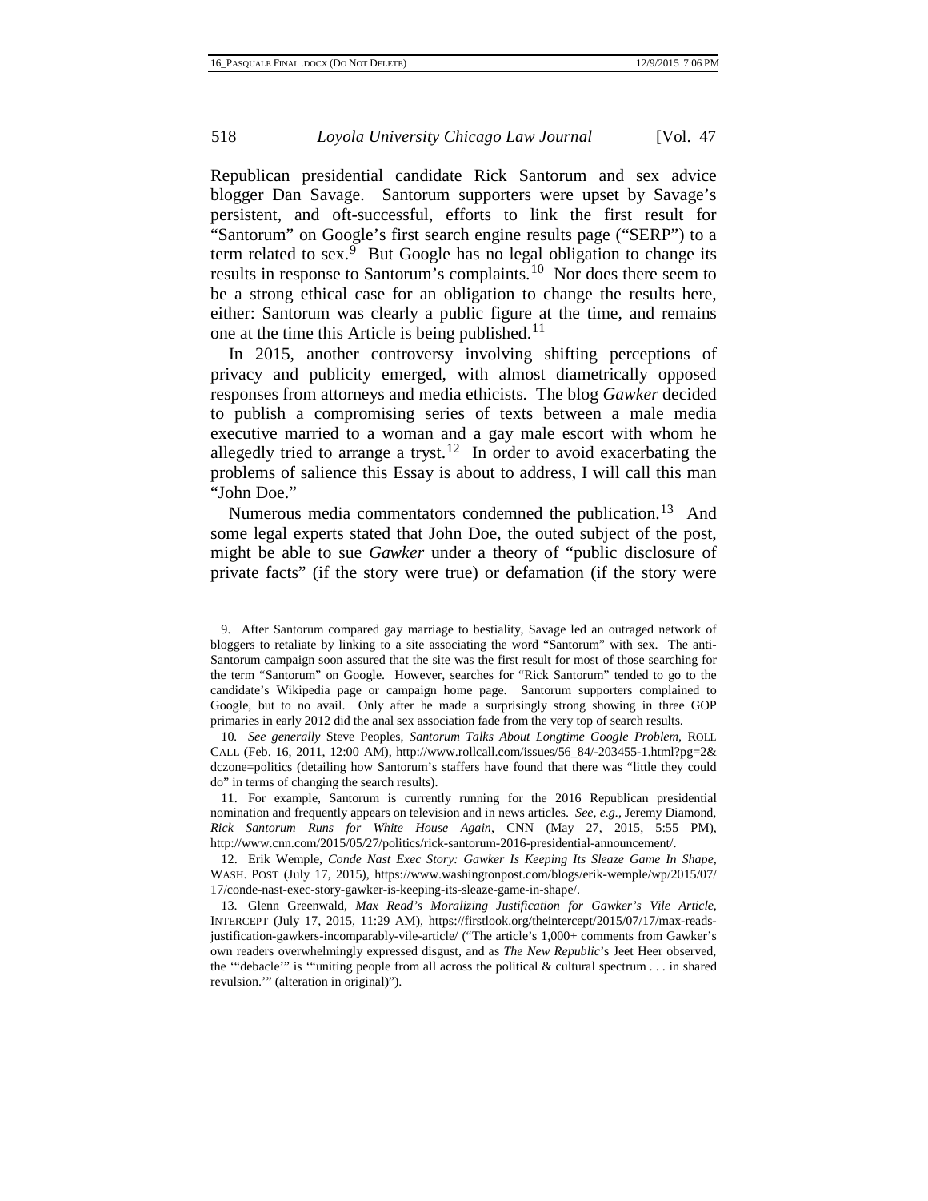Republican presidential candidate Rick Santorum and sex advice blogger Dan Savage. Santorum supporters were upset by Savage's persistent, and oft-successful, efforts to link the first result for "Santorum" on Google's first search engine results page ("SERP") to a term related to sex.[9] But Google has no legal obligation to change its results in response to Santorum's complaints.[10] Nor does there seem to be a strong ethical case for an obligation to change the results here, either: Santorum was clearly a public figure at the time, and remains one at the time this Article is being published.[11]

In 2015, another controversy involving shifting perceptions of privacy and publicity emerged, with almost diametrically opposed responses from attorneys and media ethicists. The blog *Gawker* decided to publish a compromising series of texts between a male media executive married to a woman and a gay male escort with whom he allegedly tried to arrange a tryst.[12] In order to avoid exacerbating the problems of salience this Essay is about to address, I will call this man "John Doe."

Numerous media commentators condemned the publication.[13] And some legal experts stated that John Doe, the outed subject of the post, might be able to sue *Gawker* under a theory of "public disclosure of private facts" (if the story were true) or defamation (if the story were

---

9. After Santorum compared gay marriage to bestiality, Savage led an outraged network of bloggers to retaliate by linking to a site associating the word "Santorum" with sex. The anti-Santorum campaign soon assured that the site was the first result for most of those searching for the term "Santorum" on Google. However, searches for "Rick Santorum" tended to go to the candidate's Wikipedia page or campaign home page. Santorum supporters complained to Google, but to no avail. Only after he made a surprisingly strong showing in three GOP primaries in early 2012 did the anal sex association fade from the very top of search results.

10. *See generally* Steve Peoples, *Santorum Talks About Longtime Google Problem*, ROLL CALL (Feb. 16, 2011, 12:00 AM), http://www.rollcall.com/issues/56_84/-203455-1.html?pg=2&dczone=politics (detailing how Santorum's staffers have found that there was "little they could do" in terms of changing the search results).

11. For example, Santorum is currently running for the 2016 Republican presidential nomination and frequently appears on television and in news articles. *See, e.g.*, Jeremy Diamond, *Rick Santorum Runs for White House Again*, CNN (May 27, 2015, 5:55 PM), http://www.cnn.com/2015/05/27/politics/rick-santorum-2016-presidential-announcement/.

12. Erik Wemple, *Conde Nast Exec Story: Gawker Is Keeping Its Sleaze Game In Shape*, WASH. POST (July 17, 2015), https://www.washingtonpost.com/blogs/erik-wemple/wp/2015/07/17/conde-nast-exec-story-gawker-is-keeping-its-sleaze-game-in-shape/.

13. Glenn Greenwald, *Max Read's Moralizing Justification for Gawker's Vile Article*, INTERCEPT (July 17, 2015, 11:29 AM), https://firstlook.org/theintercept/2015/07/17/max-reads-justification-gawkers-incomparably-vile-article/ ("The article's 1,000+ comments from Gawker's own readers overwhelmingly expressed disgust, and as *The New Republic*'s Jeet Heer observed, the '"debacle"' is '"uniting people from all across the political & cultural spectrum . . . in shared revulsion.'" (alteration in original)").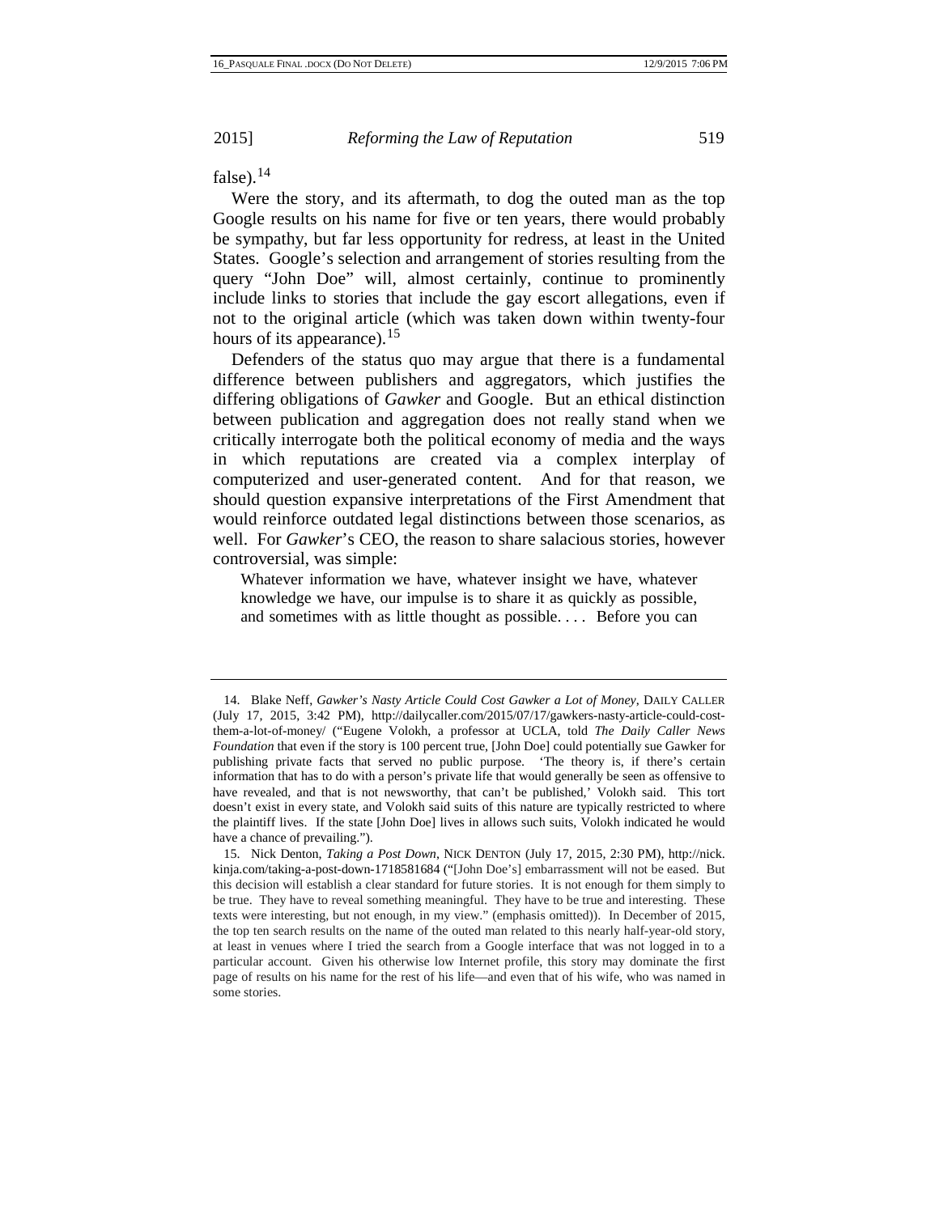false).[14]

Were the story, and its aftermath, to dog the outed man as the top Google results on his name for five or ten years, there would probably be sympathy, but far less opportunity for redress, at least in the United States. Google's selection and arrangement of stories resulting from the query "John Doe" will, almost certainly, continue to prominently include links to stories that include the gay escort allegations, even if not to the original article (which was taken down within twenty-four hours of its appearance).[15]

Defenders of the status quo may argue that there is a fundamental difference between publishers and aggregators, which justifies the differing obligations of *Gawker* and Google. But an ethical distinction between publication and aggregation does not really stand when we critically interrogate both the political economy of media and the ways in which reputations are created via a complex interplay of computerized and user-generated content. And for that reason, we should question expansive interpretations of the First Amendment that would reinforce outdated legal distinctions between those scenarios, as well. For *Gawker*'s CEO, the reason to share salacious stories, however controversial, was simple:

> Whatever information we have, whatever insight we have, whatever knowledge we have, our impulse is to share it as quickly as possible, and sometimes with as little thought as possible. . . . Before you can

---

14. Blake Neff, *Gawker's Nasty Article Could Cost Gawker a Lot of Money*, DAILY CALLER (July 17, 2015, 3:42 PM), http://dailycaller.com/2015/07/17/gawkers-nasty-article-could-cost-them-a-lot-of-money/ ("Eugene Volokh, a professor at UCLA, told *The Daily Caller News Foundation* that even if the story is 100 percent true, [John Doe] could potentially sue Gawker for publishing private facts that served no public purpose. 'The theory is, if there's certain information that has to do with a person's private life that would generally be seen as offensive to have revealed, and that is not newsworthy, that can't be published,' Volokh said. This tort doesn't exist in every state, and Volokh said suits of this nature are typically restricted to where the plaintiff lives. If the state [John Doe] lives in allows such suits, Volokh indicated he would have a chance of prevailing.").

15. Nick Denton, *Taking a Post Down*, NICK DENTON (July 17, 2015, 2:30 PM), http://nick.kinja.com/taking-a-post-down-1718581684 ("[John Doe's] embarrassment will not be eased. But this decision will establish a clear standard for future stories. It is not enough for them simply to be true. They have to reveal something meaningful. They have to be true and interesting. These texts were interesting, but not enough, in my view." (emphasis omitted)). In December of 2015, the top ten search results on the name of the outed man related to this nearly half-year-old story, at least in venues where I tried the search from a Google interface that was not logged in to a particular account. Given his otherwise low Internet profile, this story may dominate the first page of results on his name for the rest of his life—and even that of his wife, who was named in some stories.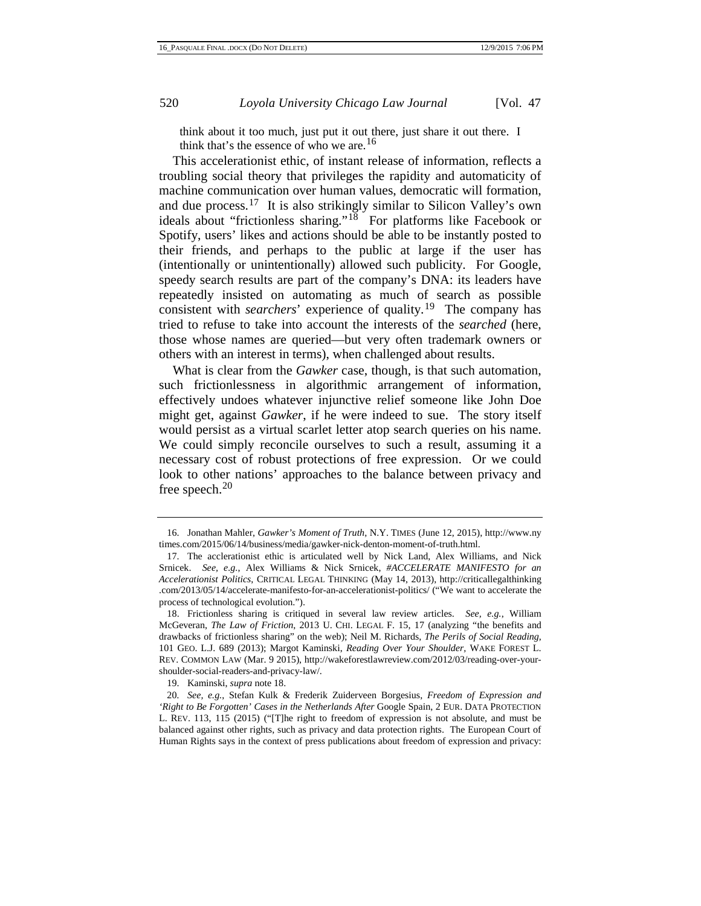think about it too much, just put it out there, just share it out there. I think that's the essence of who we are.[16]

This accelerationist ethic, of instant release of information, reflects a troubling social theory that privileges the rapidity and automaticity of machine communication over human values, democratic will formation, and due process.[17] It is also strikingly similar to Silicon Valley's own ideals about "frictionless sharing."[18] For platforms like Facebook or Spotify, users' likes and actions should be able to be instantly posted to their friends, and perhaps to the public at large if the user has (intentionally or unintentionally) allowed such publicity. For Google, speedy search results are part of the company's DNA: its leaders have repeatedly insisted on automating as much of search as possible consistent with *searchers*' experience of quality.[19] The company has tried to refuse to take into account the interests of the *searched* (here, those whose names are queried—but very often trademark owners or others with an interest in terms), when challenged about results.

What is clear from the *Gawker* case, though, is that such automation, such frictionlessness in algorithmic arrangement of information, effectively undoes whatever injunctive relief someone like John Doe might get, against *Gawker*, if he were indeed to sue. The story itself would persist as a virtual scarlet letter atop search queries on his name. We could simply reconcile ourselves to such a result, assuming it a necessary cost of robust protections of free expression. Or we could look to other nations' approaches to the balance between privacy and free speech.[20]

---

16. Jonathan Mahler, *Gawker's Moment of Truth*, N.Y. TIMES (June 12, 2015), http://www.nytimes.com/2015/06/14/business/media/gawker-nick-denton-moment-of-truth.html.

17. The acclerationist ethic is articulated well by Nick Land, Alex Williams, and Nick Srnicek. *See, e.g.*, Alex Williams & Nick Srnicek, *#ACCELERATE MANIFESTO for an Accelerationist Politics*, CRITICAL LEGAL THINKING (May 14, 2013), http://criticallegalthinking.com/2013/05/14/accelerate-manifesto-for-an-accelerationist-politics/ ("We want to accelerate the process of technological evolution.").

18. Frictionless sharing is critiqued in several law review articles. *See, e.g.*, William McGeveran, *The Law of Friction*, 2013 U. CHI. LEGAL F. 15, 17 (analyzing "the benefits and drawbacks of frictionless sharing" on the web); Neil M. Richards, *The Perils of Social Reading*, 101 GEO. L.J. 689 (2013); Margot Kaminski, *Reading Over Your Shoulder*, WAKE FOREST L. REV. COMMON LAW (Mar. 9 2015), http://wakeforestlawreview.com/2012/03/reading-over-your-shoulder-social-readers-and-privacy-law/.

19. Kaminski, *supra* note 18.

20. *See, e.g.*, Stefan Kulk & Frederik Zuiderveen Borgesius, *Freedom of Expression and 'Right to Be Forgotten' Cases in the Netherlands After* Google Spain, 2 EUR. DATA PROTECTION L. REV. 113, 115 (2015) ("[T]he right to freedom of expression is not absolute, and must be balanced against other rights, such as privacy and data protection rights. The European Court of Human Rights says in the context of press publications about freedom of expression and privacy: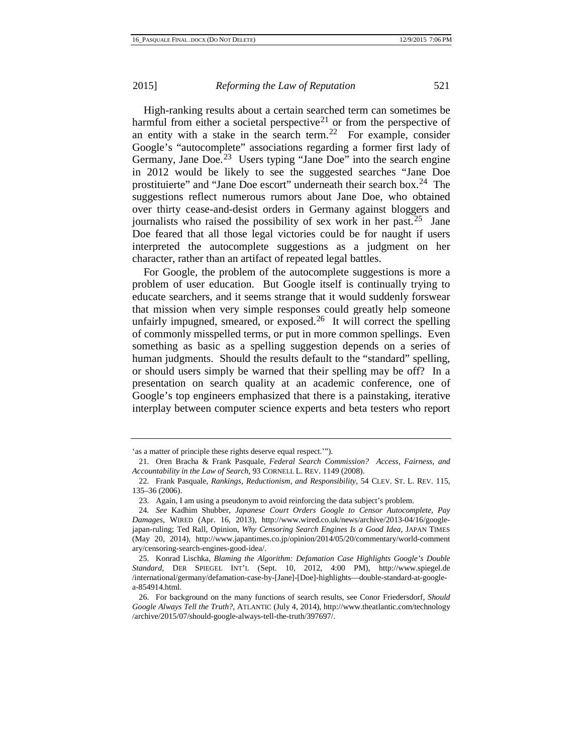High-ranking results about a certain searched term can sometimes be harmful from either a societal perspective[21] or from the perspective of an entity with a stake in the search term.[22] For example, consider Google's "autocomplete" associations regarding a former first lady of Germany, Jane Doe.[23] Users typing "Jane Doe" into the search engine in 2012 would be likely to see the suggested searches "Jane Doe prostituierte" and "Jane Doe escort" underneath their search box.[24] The suggestions reflect numerous rumors about Jane Doe, who obtained over thirty cease-and-desist orders in Germany against bloggers and journalists who raised the possibility of sex work in her past.[25] Jane Doe feared that all those legal victories could be for naught if users interpreted the autocomplete suggestions as a judgment on her character, rather than an artifact of repeated legal battles.

For Google, the problem of the autocomplete suggestions is more a problem of user education. But Google itself is continually trying to educate searchers, and it seems strange that it would suddenly forswear that mission when very simple responses could greatly help someone unfairly impugned, smeared, or exposed.[26] It will correct the spelling of commonly misspelled terms, or put in more common spellings. Even something as basic as a spelling suggestion depends on a series of human judgments. Should the results default to the "standard" spelling, or should users simply be warned that their spelling may be off? In a presentation on search quality at an academic conference, one of Google's top engineers emphasized that there is a painstaking, iterative interplay between computer science experts and beta testers who report

---

'as a matter of principle these rights deserve equal respect.'").

21. Oren Bracha & Frank Pasquale, *Federal Search Commission? Access, Fairness, and Accountability in the Law of Search*, 93 CORNELL L. REV. 1149 (2008).

22. Frank Pasquale, *Rankings, Reductionism, and Responsibility*, 54 CLEV. ST. L. REV. 115, 135–36 (2006).

23. Again, I am using a pseudonym to avoid reinforcing the data subject's problem.

24. *See* Kadhim Shubber, *Japanese Court Orders Google to Censor Autocomplete, Pay Damages*, WIRED (Apr. 16, 2013), http://www.wired.co.uk/news/archive/2013-04/16/google-japan-ruling; Ted Rall, Opinion, *Why Censoring Search Engines Is a Good Idea*, JAPAN TIMES (May 20, 2014), http://www.japantimes.co.jp/opinion/2014/05/20/commentary/world-commentary/censoring-search-engines-good-idea/.

25. Konrad Lischka, *Blaming the Algorithm: Defamation Case Highlights Google's Double Standard*, DER SPIEGEL INT'L (Sept. 10, 2012, 4:00 PM), http://www.spiegel.de/international/germany/defamation-case-by-[Jane]-[Doe]-highlights—double-standard-at-google-a-854914.html.

26. For background on the many functions of search results, see Conor Friedersdorf, *Should Google Always Tell the Truth?*, ATLANTIC (July 4, 2014), http://www.theatlantic.com/technology/archive/2015/07/should-google-always-tell-the-truth/397697/.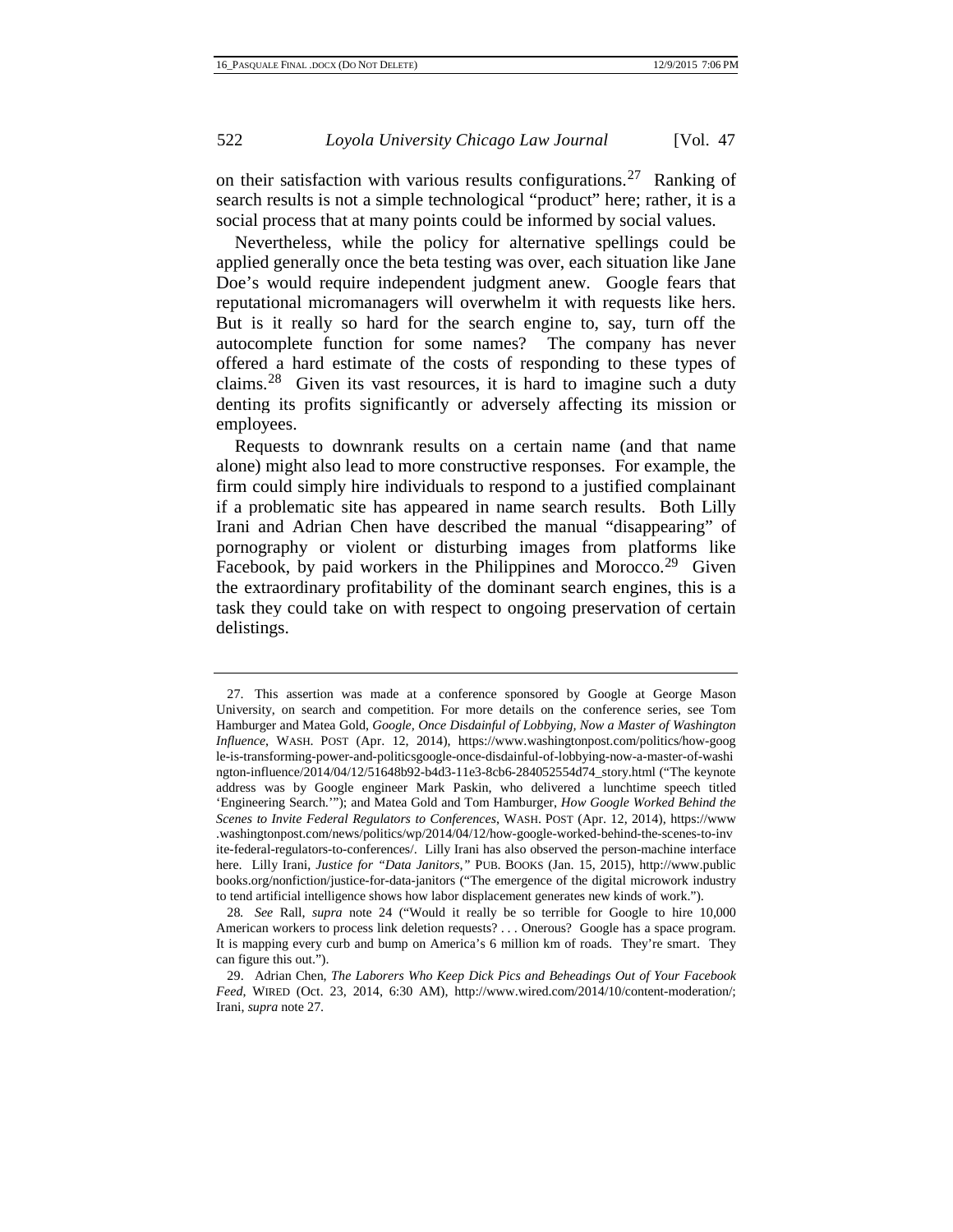on their satisfaction with various results configurations.[27] Ranking of search results is not a simple technological "product" here; rather, it is a social process that at many points could be informed by social values.

Nevertheless, while the policy for alternative spellings could be applied generally once the beta testing was over, each situation like Jane Doe's would require independent judgment anew. Google fears that reputational micromanagers will overwhelm it with requests like hers. But is it really so hard for the search engine to, say, turn off the autocomplete function for some names? The company has never offered a hard estimate of the costs of responding to these types of claims.[28] Given its vast resources, it is hard to imagine such a duty denting its profits significantly or adversely affecting its mission or employees.

Requests to downrank results on a certain name (and that name alone) might also lead to more constructive responses. For example, the firm could simply hire individuals to respond to a justified complainant if a problematic site has appeared in name search results. Both Lilly Irani and Adrian Chen have described the manual "disappearing" of pornography or violent or disturbing images from platforms like Facebook, by paid workers in the Philippines and Morocco.[29] Given the extraordinary profitability of the dominant search engines, this is a task they could take on with respect to ongoing preservation of certain delistings.

---

27. This assertion was made at a conference sponsored by Google at George Mason University, on search and competition. For more details on the conference series, see Tom Hamburger and Matea Gold, *Google, Once Disdainful of Lobbying, Now a Master of Washington Influence*, WASH. POST (Apr. 12, 2014), https://www.washingtonpost.com/politics/how-google-is-transforming-power-and-politicsgoogle-once-disdainful-of-lobbying-now-a-master-of-washington-influence/2014/04/12/51648b92-b4d3-11e3-8cb6-284052554d74_story.html ("The keynote address was by Google engineer Mark Paskin, who delivered a lunchtime speech titled 'Engineering Search.'"); and Matea Gold and Tom Hamburger, *How Google Worked Behind the Scenes to Invite Federal Regulators to Conferences*, WASH. POST (Apr. 12, 2014), https://www.washingtonpost.com/news/politics/wp/2014/04/12/how-google-worked-behind-the-scenes-to-invite-federal-regulators-to-conferences/. Lilly Irani has also observed the person-machine interface here. Lilly Irani, *Justice for "Data Janitors*,*"* PUB. BOOKS (Jan. 15, 2015), http://www.publicbooks.org/nonfiction/justice-for-data-janitors ("The emergence of the digital microwork industry to tend artificial intelligence shows how labor displacement generates new kinds of work.").

28. *See* Rall, *supra* note 24 ("Would it really be so terrible for Google to hire 10,000 American workers to process link deletion requests? . . . Onerous? Google has a space program. It is mapping every curb and bump on America's 6 million km of roads. They're smart. They can figure this out.").

29. Adrian Chen, *The Laborers Who Keep Dick Pics and Beheadings Out of Your Facebook Feed*, WIRED (Oct. 23, 2014, 6:30 AM), http://www.wired.com/2014/10/content-moderation/; Irani, *supra* note 27.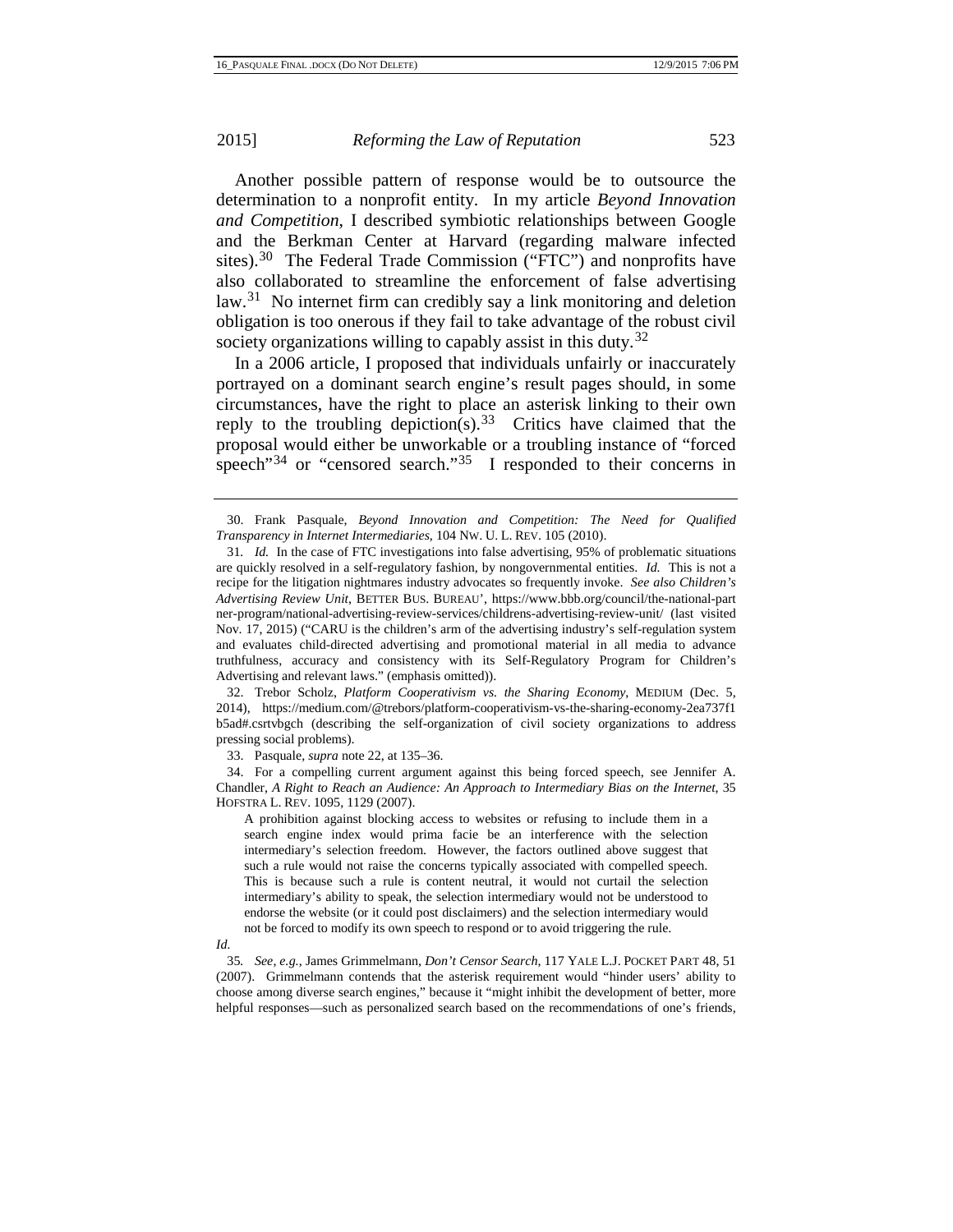Another possible pattern of response would be to outsource the determination to a nonprofit entity. In my article *Beyond Innovation and Competition*, I described symbiotic relationships between Google and the Berkman Center at Harvard (regarding malware infected sites).[30] The Federal Trade Commission ("FTC") and nonprofits have also collaborated to streamline the enforcement of false advertising law.[31] No internet firm can credibly say a link monitoring and deletion obligation is too onerous if they fail to take advantage of the robust civil society organizations willing to capably assist in this duty.[32]

In a 2006 article, I proposed that individuals unfairly or inaccurately portrayed on a dominant search engine's result pages should, in some circumstances, have the right to place an asterisk linking to their own reply to the troubling depiction(s).[33] Critics have claimed that the proposal would either be unworkable or a troubling instance of "forced speech"[34] or "censored search."[35] I responded to their concerns in

---

30. Frank Pasquale, *Beyond Innovation and Competition: The Need for Qualified Transparency in Internet Intermediaries*, 104 NW. U. L. REV. 105 (2010).

31. *Id.* In the case of FTC investigations into false advertising, 95% of problematic situations are quickly resolved in a self-regulatory fashion, by nongovernmental entities. *Id.* This is not a recipe for the litigation nightmares industry advocates so frequently invoke. *See also Children's Advertising Review Unit*, BETTER BUS. BUREAU', https://www.bbb.org/council/the-national-partner-program/national-advertising-review-services/childrens-advertising-review-unit/ (last visited Nov. 17, 2015) ("CARU is the children's arm of the advertising industry's self-regulation system and evaluates child-directed advertising and promotional material in all media to advance truthfulness, accuracy and consistency with its Self-Regulatory Program for Children's Advertising and relevant laws." (emphasis omitted)).

32. Trebor Scholz, *Platform Cooperativism vs. the Sharing Economy*, MEDIUM (Dec. 5, 2014), https://medium.com/@trebors/platform-cooperativism-vs-the-sharing-economy-2ea737f1b5ad#.csrtvbgch (describing the self-organization of civil society organizations to address pressing social problems).

33. Pasquale, *supra* note 22, at 135–36.

34. For a compelling current argument against this being forced speech, see Jennifer A. Chandler, *A Right to Reach an Audience: An Approach to Intermediary Bias on the Internet*, 35 HOFSTRA L. REV. 1095, 1129 (2007).

> A prohibition against blocking access to websites or refusing to include them in a search engine index would prima facie be an interference with the selection intermediary's selection freedom. However, the factors outlined above suggest that such a rule would not raise the concerns typically associated with compelled speech. This is because such a rule is content neutral, it would not curtail the selection intermediary's ability to speak, the selection intermediary would not be understood to endorse the website (or it could post disclaimers) and the selection intermediary would not be forced to modify its own speech to respond or to avoid triggering the rule.

*Id.*

35. *See, e.g.*, James Grimmelmann, *Don't Censor Search*, 117 YALE L.J. POCKET PART 48, 51 (2007). Grimmelmann contends that the asterisk requirement would "hinder users' ability to choose among diverse search engines," because it "might inhibit the development of better, more helpful responses—such as personalized search based on the recommendations of one's friends,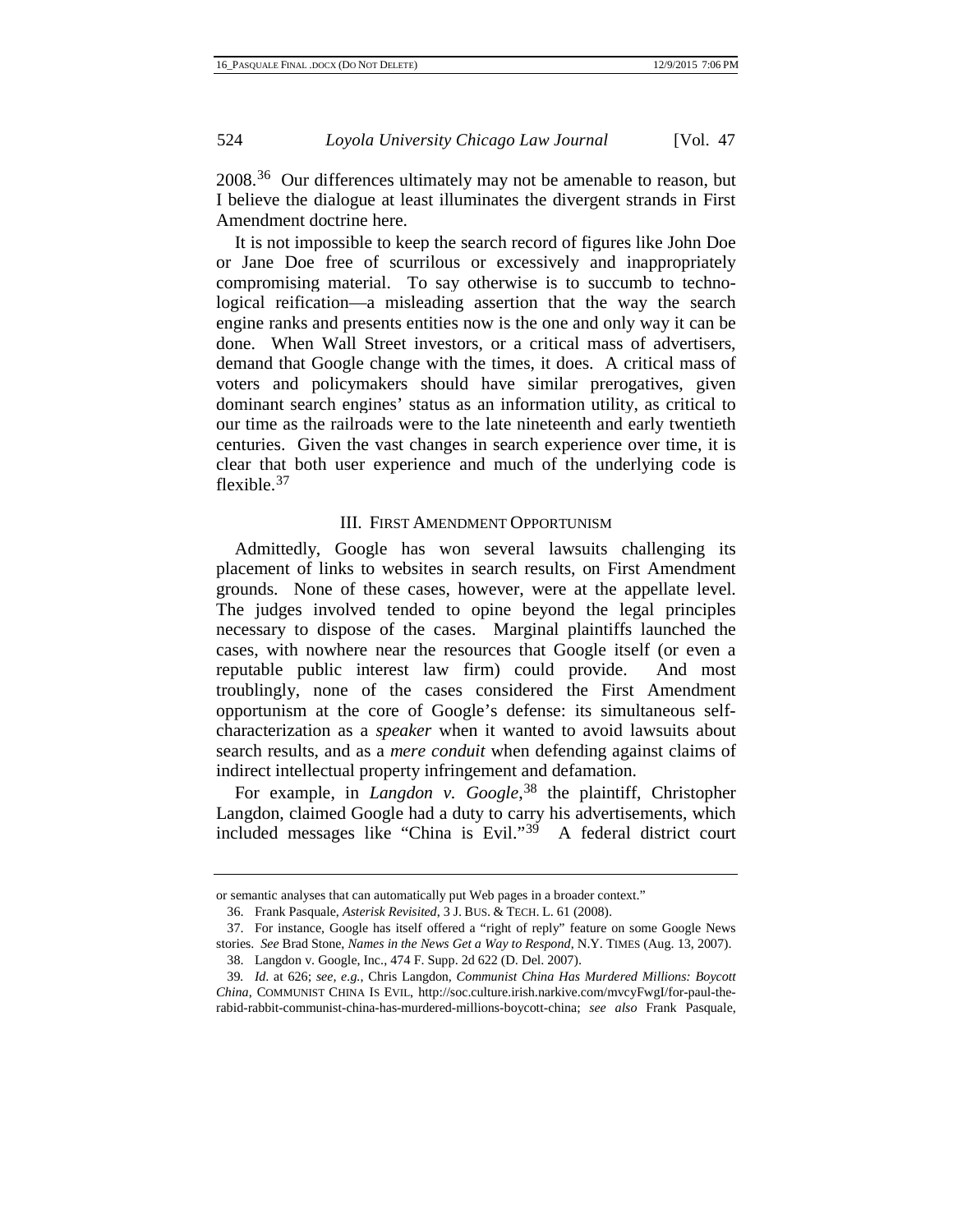2008.[36] Our differences ultimately may not be amenable to reason, but I believe the dialogue at least illuminates the divergent strands in First Amendment doctrine here.

It is not impossible to keep the search record of figures like John Doe or Jane Doe free of scurrilous or excessively and inappropriately compromising material. To say otherwise is to succumb to techno-logical reification—a misleading assertion that the way the search engine ranks and presents entities now is the one and only way it can be done. When Wall Street investors, or a critical mass of advertisers, demand that Google change with the times, it does. A critical mass of voters and policymakers should have similar prerogatives, given dominant search engines' status as an information utility, as critical to our time as the railroads were to the late nineteenth and early twentieth centuries. Given the vast changes in search experience over time, it is clear that both user experience and much of the underlying code is flexible.[37]

## III. First Amendment Opportunism

Admittedly, Google has won several lawsuits challenging its placement of links to websites in search results, on First Amendment grounds. None of these cases, however, were at the appellate level. The judges involved tended to opine beyond the legal principles necessary to dispose of the cases. Marginal plaintiffs launched the cases, with nowhere near the resources that Google itself (or even a reputable public interest law firm) could provide. And most troublingly, none of the cases considered the First Amendment opportunism at the core of Google's defense: its simultaneous self-characterization as a *speaker* when it wanted to avoid lawsuits about search results, and as a *mere conduit* when defending against claims of indirect intellectual property infringement and defamation.

For example, in *Langdon v. Google*,[38] the plaintiff, Christopher Langdon, claimed Google had a duty to carry his advertisements, which included messages like "China is Evil."[39] A federal district court

---

or semantic analyses that can automatically put Web pages in a broader context."

36. Frank Pasquale, *Asterisk Revisited*, 3 J. Bus. & Tech. L. 61 (2008).

37. For instance, Google has itself offered a "right of reply" feature on some Google News stories. *See* Brad Stone, *Names in the News Get a Way to Respond*, N.Y. Times (Aug. 13, 2007).

38. Langdon v. Google, Inc., 474 F. Supp. 2d 622 (D. Del. 2007).

39. *Id.* at 626; *see, e.g.*, Chris Langdon, *Communist China Has Murdered Millions: Boycott China*, Communist China Is Evil, http://soc.culture.irish.narkive.com/mvcyFwgI/for-paul-the-rabid-rabbit-communist-china-has-murdered-millions-boycott-china; *see also* Frank Pasquale,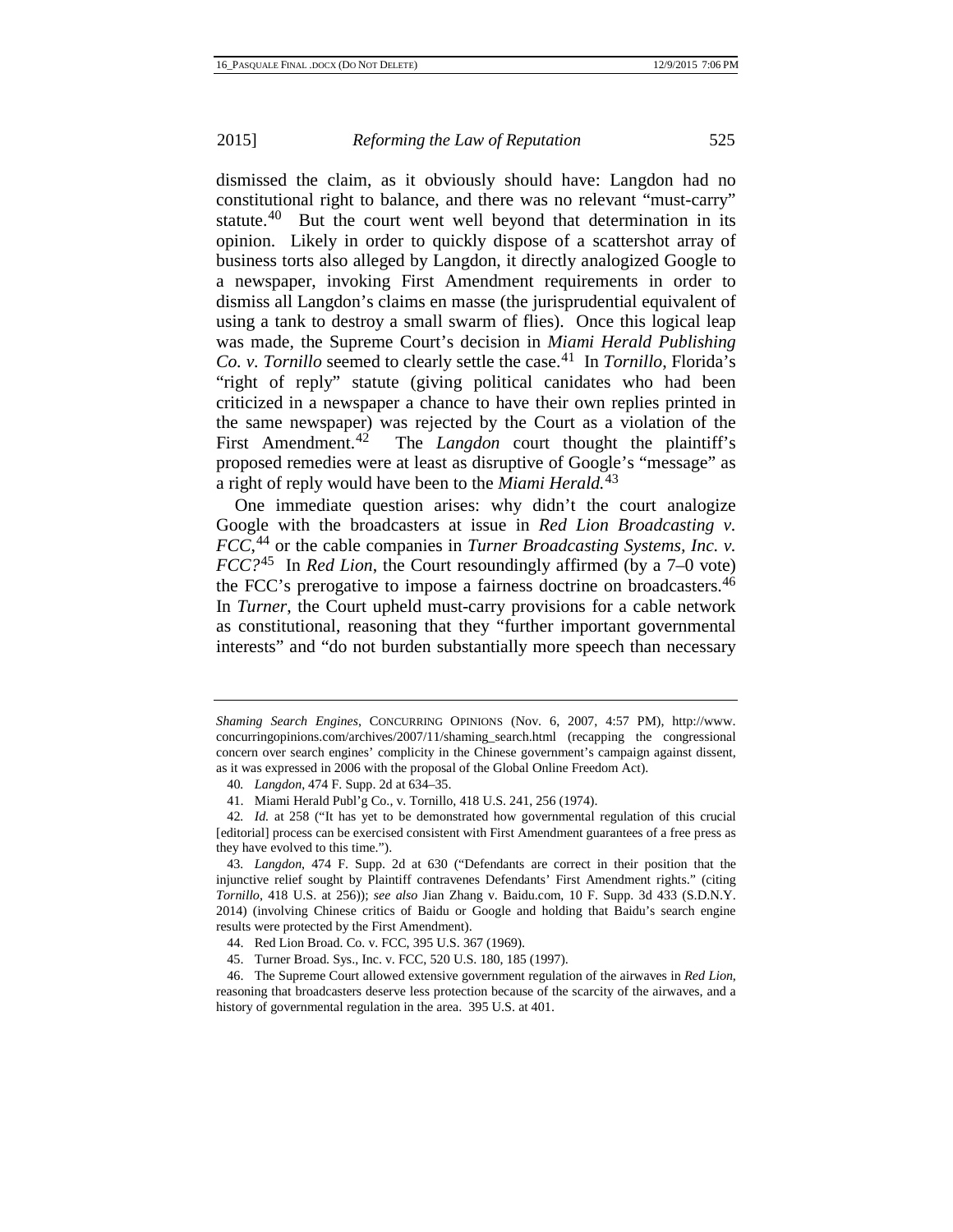dismissed the claim, as it obviously should have: Langdon had no constitutional right to balance, and there was no relevant "must-carry" statute.[40] But the court went well beyond that determination in its opinion. Likely in order to quickly dispose of a scattershot array of business torts also alleged by Langdon, it directly analogized Google to a newspaper, invoking First Amendment requirements in order to dismiss all Langdon's claims en masse (the jurisprudential equivalent of using a tank to destroy a small swarm of flies). Once this logical leap was made, the Supreme Court's decision in *Miami Herald Publishing Co. v. Tornillo* seemed to clearly settle the case.[41] In *Tornillo*, Florida's "right of reply" statute (giving political canidates who had been criticized in a newspaper a chance to have their own replies printed in the same newspaper) was rejected by the Court as a violation of the First Amendment.[42] The *Langdon* court thought the plaintiff's proposed remedies were at least as disruptive of Google's "message" as a right of reply would have been to the *Miami Herald.*[43]

One immediate question arises: why didn't the court analogize Google with the broadcasters at issue in *Red Lion Broadcasting v. FCC*,[44] or the cable companies in *Turner Broadcasting Systems, Inc. v. FCC?*[45] In *Red Lion*, the Court resoundingly affirmed (by a 7–0 vote) the FCC's prerogative to impose a fairness doctrine on broadcasters.[46] In *Turner*, the Court upheld must-carry provisions for a cable network as constitutional, reasoning that they "further important governmental interests" and "do not burden substantially more speech than necessary

---

*Shaming Search Engines*, CONCURRING OPINIONS (Nov. 6, 2007, 4:57 PM), http://www.concurringopinions.com/archives/2007/11/shaming_search.html (recapping the congressional concern over search engines' complicity in the Chinese government's campaign against dissent, as it was expressed in 2006 with the proposal of the Global Online Freedom Act).

40. *Langdon*, 474 F. Supp. 2d at 634–35.

41. Miami Herald Publ'g Co., v. Tornillo, 418 U.S. 241, 256 (1974).

42. *Id.* at 258 ("It has yet to be demonstrated how governmental regulation of this crucial [editorial] process can be exercised consistent with First Amendment guarantees of a free press as they have evolved to this time.").

43. *Langdon*, 474 F. Supp. 2d at 630 ("Defendants are correct in their position that the injunctive relief sought by Plaintiff contravenes Defendants' First Amendment rights." (citing *Tornillo*, 418 U.S. at 256)); *see also* Jian Zhang v. Baidu.com, 10 F. Supp. 3d 433 (S.D.N.Y. 2014) (involving Chinese critics of Baidu or Google and holding that Baidu's search engine results were protected by the First Amendment).

44. Red Lion Broad. Co. v. FCC, 395 U.S. 367 (1969).

45. Turner Broad. Sys., Inc. v. FCC, 520 U.S. 180, 185 (1997).

46. The Supreme Court allowed extensive government regulation of the airwaves in *Red Lion*, reasoning that broadcasters deserve less protection because of the scarcity of the airwaves, and a history of governmental regulation in the area. 395 U.S. at 401.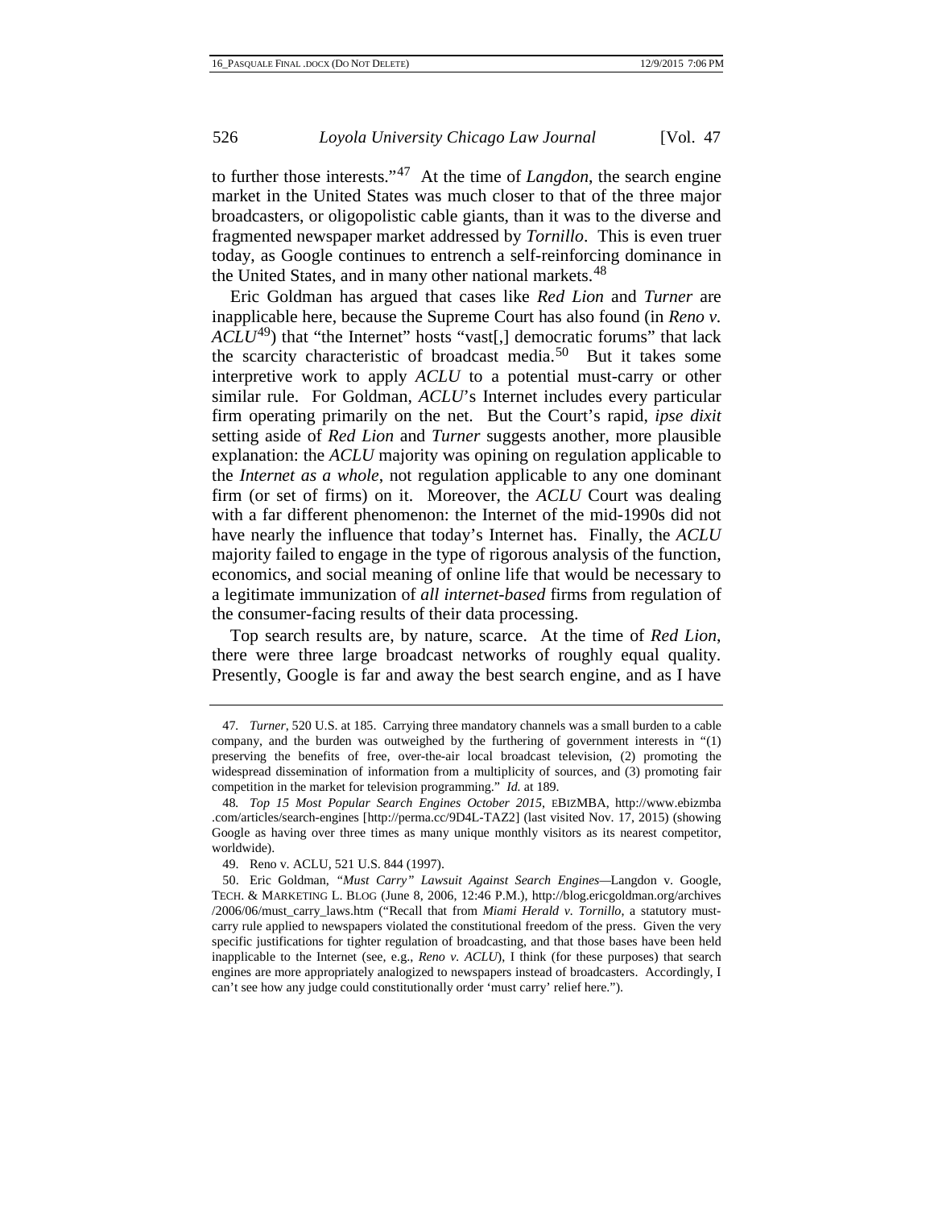to further those interests."[47] At the time of *Langdon*, the search engine market in the United States was much closer to that of the three major broadcasters, or oligopolistic cable giants, than it was to the diverse and fragmented newspaper market addressed by *Tornillo*. This is even truer today, as Google continues to entrench a self-reinforcing dominance in the United States, and in many other national markets.[48]

Eric Goldman has argued that cases like *Red Lion* and *Turner* are inapplicable here, because the Supreme Court has also found (in *Reno v. ACLU*[49]) that "the Internet" hosts "vast[,] democratic forums" that lack the scarcity characteristic of broadcast media.[50] But it takes some interpretive work to apply *ACLU* to a potential must-carry or other similar rule. For Goldman, *ACLU*'s Internet includes every particular firm operating primarily on the net. But the Court's rapid, *ipse dixit* setting aside of *Red Lion* and *Turner* suggests another, more plausible explanation: the *ACLU* majority was opining on regulation applicable to the *Internet as a whole*, not regulation applicable to any one dominant firm (or set of firms) on it. Moreover, the *ACLU* Court was dealing with a far different phenomenon: the Internet of the mid-1990s did not have nearly the influence that today's Internet has. Finally, the *ACLU* majority failed to engage in the type of rigorous analysis of the function, economics, and social meaning of online life that would be necessary to a legitimate immunization of *all internet-based* firms from regulation of the consumer-facing results of their data processing.

Top search results are, by nature, scarce. At the time of *Red Lion*, there were three large broadcast networks of roughly equal quality. Presently, Google is far and away the best search engine, and as I have

---

47. *Turner*, 520 U.S. at 185. Carrying three mandatory channels was a small burden to a cable company, and the burden was outweighed by the furthering of government interests in "(1) preserving the benefits of free, over-the-air local broadcast television, (2) promoting the widespread dissemination of information from a multiplicity of sources, and (3) promoting fair competition in the market for television programming." *Id.* at 189.

48. *Top 15 Most Popular Search Engines October 2015*, EBIZMBA, http://www.ebizmba.com/articles/search-engines [http://perma.cc/9D4L-TAZ2] (last visited Nov. 17, 2015) (showing Google as having over three times as many unique monthly visitors as its nearest competitor, worldwide).

49. Reno v. ACLU, 521 U.S. 844 (1997).

50. Eric Goldman, *"Must Carry" Lawsuit Against Search Engines*—Langdon v. Google, TECH. & MARKETING L. BLOG (June 8, 2006, 12:46 P.M.), http://blog.ericgoldman.org/archives/2006/06/must_carry_laws.htm ("Recall that from *Miami Herald v. Tornillo*, a statutory must-carry rule applied to newspapers violated the constitutional freedom of the press. Given the very specific justifications for tighter regulation of broadcasting, and that those bases have been held inapplicable to the Internet (see, e.g., *Reno v. ACLU*), I think (for these purposes) that search engines are more appropriately analogized to newspapers instead of broadcasters. Accordingly, I can't see how any judge could constitutionally order 'must carry' relief here.").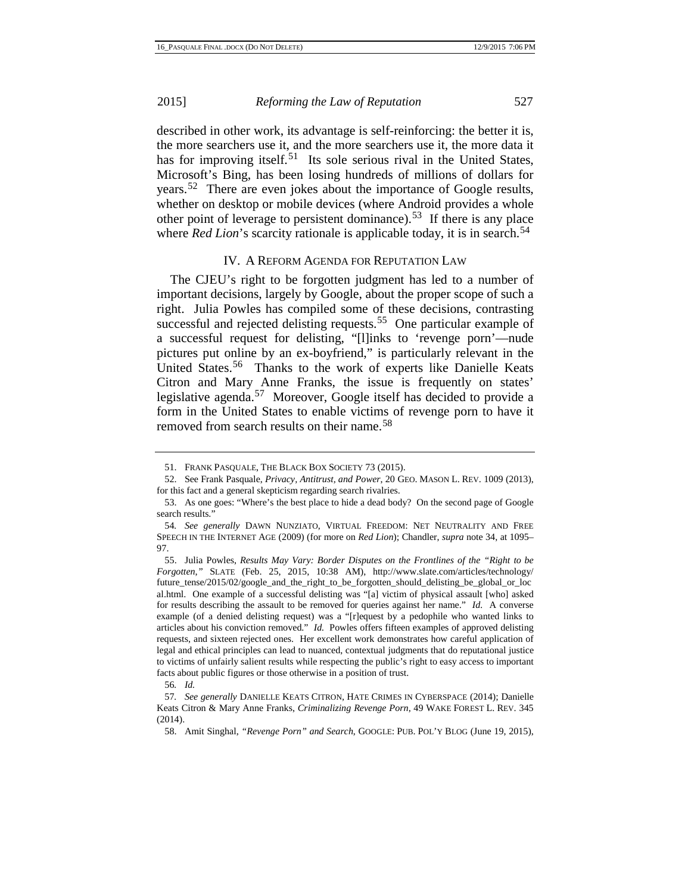described in other work, its advantage is self-reinforcing: the better it is, the more searchers use it, and the more searchers use it, the more data it has for improving itself.[51] Its sole serious rival in the United States, Microsoft's Bing, has been losing hundreds of millions of dollars for years.[52] There are even jokes about the importance of Google results, whether on desktop or mobile devices (where Android provides a whole other point of leverage to persistent dominance).[53] If there is any place where *Red Lion*'s scarcity rationale is applicable today, it is in search.[54]

## IV. A REFORM AGENDA FOR REPUTATION LAW

The CJEU's right to be forgotten judgment has led to a number of important decisions, largely by Google, about the proper scope of such a right. Julia Powles has compiled some of these decisions, contrasting successful and rejected delisting requests.[55] One particular example of a successful request for delisting, "[l]inks to 'revenge porn'—nude pictures put online by an ex-boyfriend," is particularly relevant in the United States.[56] Thanks to the work of experts like Danielle Keats Citron and Mary Anne Franks, the issue is frequently on states' legislative agenda.[57] Moreover, Google itself has decided to provide a form in the United States to enable victims of revenge porn to have it removed from search results on their name.[58]

---

51. FRANK PASQUALE, THE BLACK BOX SOCIETY 73 (2015).

52. See Frank Pasquale, *Privacy, Antitrust, and Power*, 20 GEO. MASON L. REV. 1009 (2013), for this fact and a general skepticism regarding search rivalries.

53. As one goes: "Where's the best place to hide a dead body? On the second page of Google search results."

54. *See generally* DAWN NUNZIATO, VIRTUAL FREEDOM: NET NEUTRALITY AND FREE SPEECH IN THE INTERNET AGE (2009) (for more on *Red Lion*); Chandler, *supra* note 34, at 1095–97.

55. Julia Powles, *Results May Vary: Border Disputes on the Frontlines of the "Right to be Forgotten,"* SLATE (Feb. 25, 2015, 10:38 AM), http://www.slate.com/articles/technology/future_tense/2015/02/google_and_the_right_to_be_forgotten_should_delisting_be_global_or_local.html. One example of a successful delisting was "[a] victim of physical assault [who] asked for results describing the assault to be removed for queries against her name." *Id.* A converse example (of a denied delisting request) was a "[r]equest by a pedophile who wanted links to articles about his conviction removed." *Id.* Powles offers fifteen examples of approved delisting requests, and sixteen rejected ones. Her excellent work demonstrates how careful application of legal and ethical principles can lead to nuanced, contextual judgments that do reputational justice to victims of unfairly salient results while respecting the public's right to easy access to important facts about public figures or those otherwise in a position of trust.

56. *Id.*

57. *See generally* DANIELLE KEATS CITRON, HATE CRIMES IN CYBERSPACE (2014); Danielle Keats Citron & Mary Anne Franks, *Criminalizing Revenge Porn*, 49 WAKE FOREST L. REV. 345 (2014).

58. Amit Singhal, *"Revenge Porn" and Search*, GOOGLE: PUB. POL'Y BLOG (June 19, 2015),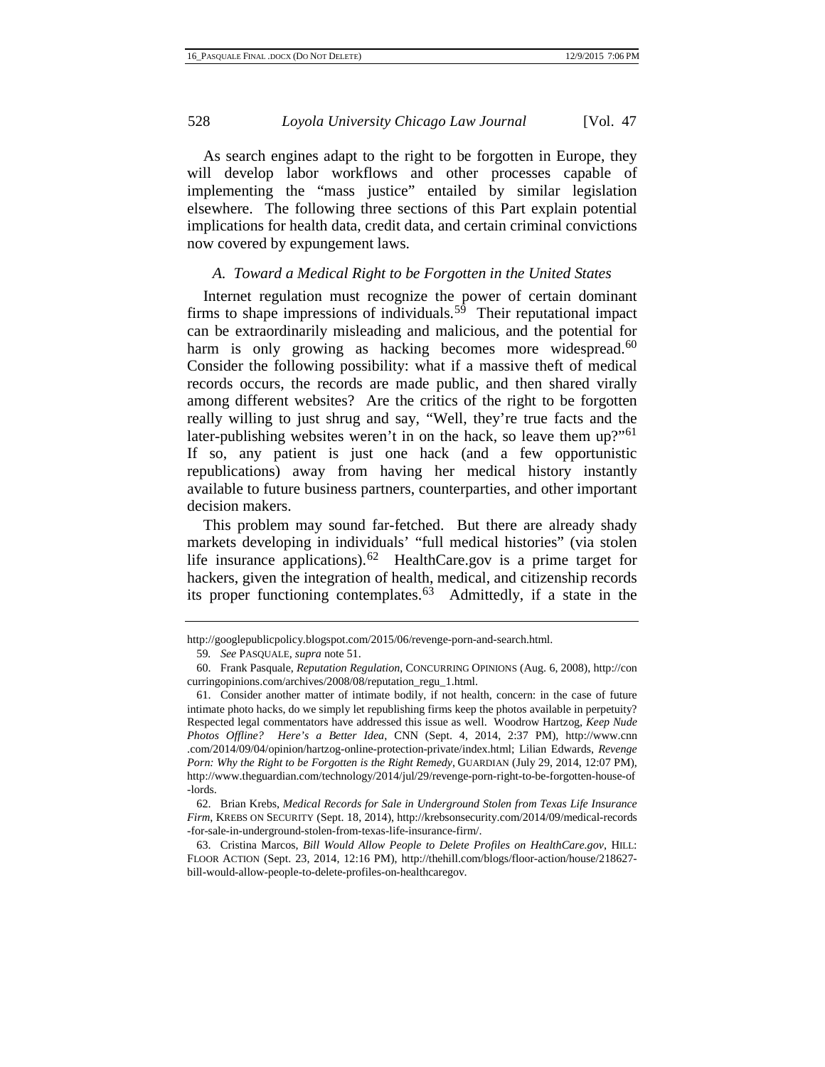As search engines adapt to the right to be forgotten in Europe, they will develop labor workflows and other processes capable of implementing the "mass justice" entailed by similar legislation elsewhere. The following three sections of this Part explain potential implications for health data, credit data, and certain criminal convictions now covered by expungement laws.

### *A. Toward a Medical Right to be Forgotten in the United States*

Internet regulation must recognize the power of certain dominant firms to shape impressions of individuals.[59] Their reputational impact can be extraordinarily misleading and malicious, and the potential for harm is only growing as hacking becomes more widespread.[60] Consider the following possibility: what if a massive theft of medical records occurs, the records are made public, and then shared virally among different websites? Are the critics of the right to be forgotten really willing to just shrug and say, "Well, they're true facts and the later-publishing websites weren't in on the hack, so leave them up?"[61] If so, any patient is just one hack (and a few opportunistic republications) away from having her medical history instantly available to future business partners, counterparties, and other important decision makers.

This problem may sound far-fetched. But there are already shady markets developing in individuals' "full medical histories" (via stolen life insurance applications).[62] HealthCare.gov is a prime target for hackers, given the integration of health, medical, and citizenship records its proper functioning contemplates.[63] Admittedly, if a state in the

---

http://googlepublicpolicy.blogspot.com/2015/06/revenge-porn-and-search.html.

59. *See* PASQUALE, *supra* note 51.

60. Frank Pasquale, *Reputation Regulation*, CONCURRING OPINIONS (Aug. 6, 2008), http://concurringopinions.com/archives/2008/08/reputation_regu_1.html.

61. Consider another matter of intimate bodily, if not health, concern: in the case of future intimate photo hacks, do we simply let republishing firms keep the photos available in perpetuity? Respected legal commentators have addressed this issue as well. Woodrow Hartzog, *Keep Nude Photos Offline? Here's a Better Idea*, CNN (Sept. 4, 2014, 2:37 PM), http://www.cnn.com/2014/09/04/opinion/hartzog-online-protection-private/index.html; Lilian Edwards, *Revenge Porn: Why the Right to be Forgotten is the Right Remedy*, GUARDIAN (July 29, 2014, 12:07 PM), http://www.theguardian.com/technology/2014/jul/29/revenge-porn-right-to-be-forgotten-house-of-lords.

62. Brian Krebs, *Medical Records for Sale in Underground Stolen from Texas Life Insurance Firm*, KREBS ON SECURITY (Sept. 18, 2014), http://krebsonsecurity.com/2014/09/medical-records-for-sale-in-underground-stolen-from-texas-life-insurance-firm/.

63. Cristina Marcos, *Bill Would Allow People to Delete Profiles on HealthCare.gov*, HILL: FLOOR ACTION (Sept. 23, 2014, 12:16 PM), http://thehill.com/blogs/floor-action/house/218627-bill-would-allow-people-to-delete-profiles-on-healthcaregov.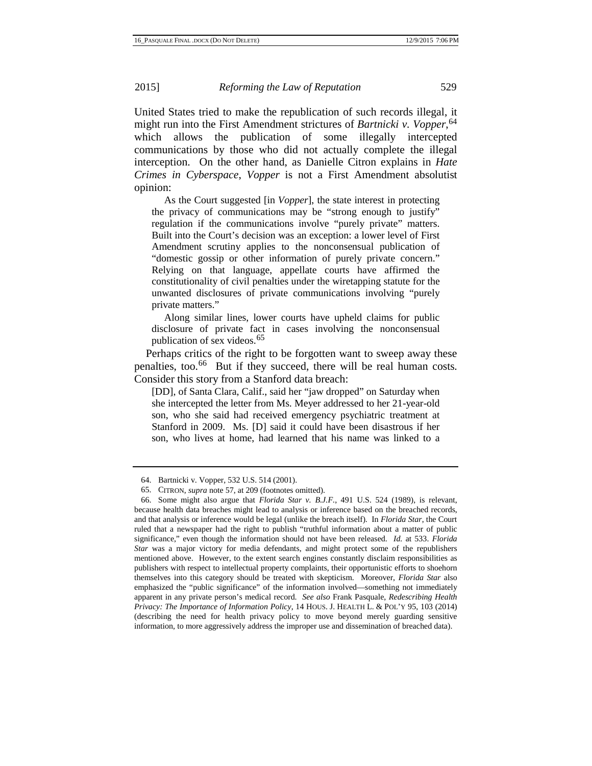United States tried to make the republication of such records illegal, it might run into the First Amendment strictures of *Bartnicki v. Vopper*,[64] which allows the publication of some illegally intercepted communications by those who did not actually complete the illegal interception. On the other hand, as Danielle Citron explains in *Hate Crimes in Cyberspace*, *Vopper* is not a First Amendment absolutist opinion:

> As the Court suggested [in *Vopper*], the state interest in protecting the privacy of communications may be "strong enough to justify" regulation if the communications involve "purely private" matters. Built into the Court's decision was an exception: a lower level of First Amendment scrutiny applies to the nonconsensual publication of "domestic gossip or other information of purely private concern." Relying on that language, appellate courts have affirmed the constitutionality of civil penalties under the wiretapping statute for the unwanted disclosures of private communications involving "purely private matters."
>
> Along similar lines, lower courts have upheld claims for public disclosure of private fact in cases involving the nonconsensual publication of sex videos.[65]

Perhaps critics of the right to be forgotten want to sweep away these penalties, too.[66] But if they succeed, there will be real human costs. Consider this story from a Stanford data breach:

> [DD], of Santa Clara, Calif., said her "jaw dropped" on Saturday when she intercepted the letter from Ms. Meyer addressed to her 21-year-old son, who she said had received emergency psychiatric treatment at Stanford in 2009. Ms. [D] said it could have been disastrous if her son, who lives at home, had learned that his name was linked to a

---

64. Bartnicki v. Vopper, 532 U.S. 514 (2001).

65. CITRON, *supra* note 57, at 209 (footnotes omitted).

66. Some might also argue that *Florida Star v. B.J.F.*, 491 U.S. 524 (1989), is relevant, because health data breaches might lead to analysis or inference based on the breached records, and that analysis or inference would be legal (unlike the breach itself). In *Florida Star*, the Court ruled that a newspaper had the right to publish "truthful information about a matter of public significance," even though the information should not have been released. *Id.* at 533. *Florida Star* was a major victory for media defendants, and might protect some of the republishers mentioned above. However, to the extent search engines constantly disclaim responsibilities as publishers with respect to intellectual property complaints, their opportunistic efforts to shoehorn themselves into this category should be treated with skepticism. Moreover, *Florida Star* also emphasized the "public significance" of the information involved—something not immediately apparent in any private person's medical record. *See also* Frank Pasquale, *Redescribing Health Privacy: The Importance of Information Policy*, 14 HOUS. J. HEALTH L. & POL'Y 95, 103 (2014) (describing the need for health privacy policy to move beyond merely guarding sensitive information, to more aggressively address the improper use and dissemination of breached data).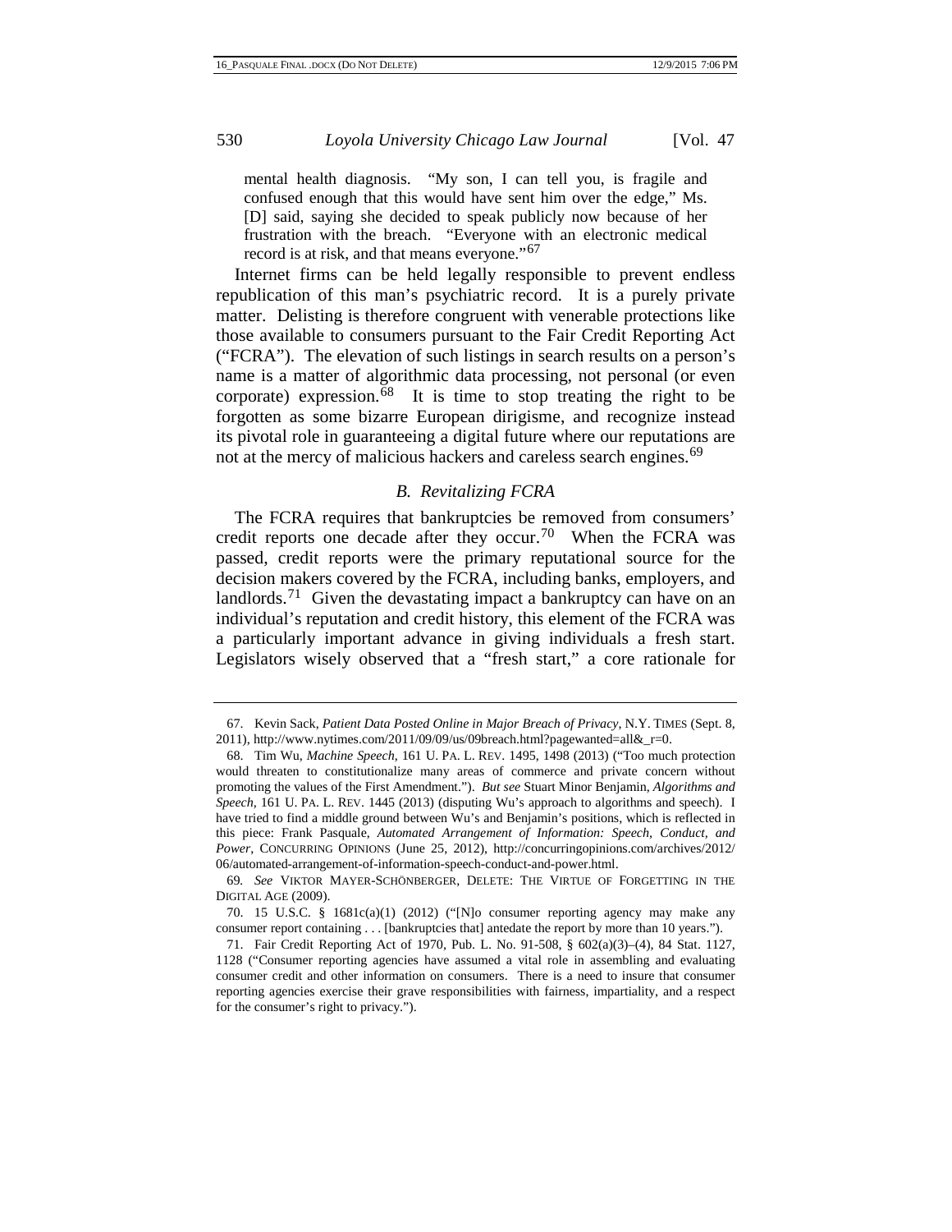mental health diagnosis. "My son, I can tell you, is fragile and confused enough that this would have sent him over the edge," Ms. [D] said, saying she decided to speak publicly now because of her frustration with the breach. "Everyone with an electronic medical record is at risk, and that means everyone."[67]

Internet firms can be held legally responsible to prevent endless republication of this man's psychiatric record. It is a purely private matter. Delisting is therefore congruent with venerable protections like those available to consumers pursuant to the Fair Credit Reporting Act ("FCRA"). The elevation of such listings in search results on a person's name is a matter of algorithmic data processing, not personal (or even corporate) expression.[68] It is time to stop treating the right to be forgotten as some bizarre European dirigisme, and recognize instead its pivotal role in guaranteeing a digital future where our reputations are not at the mercy of malicious hackers and careless search engines.[69]

### *B. Revitalizing FCRA*

The FCRA requires that bankruptcies be removed from consumers' credit reports one decade after they occur.[70] When the FCRA was passed, credit reports were the primary reputational source for the decision makers covered by the FCRA, including banks, employers, and landlords.[71] Given the devastating impact a bankruptcy can have on an individual's reputation and credit history, this element of the FCRA was a particularly important advance in giving individuals a fresh start. Legislators wisely observed that a "fresh start," a core rationale for

---

67. Kevin Sack, *Patient Data Posted Online in Major Breach of Privacy*, N.Y. TIMES (Sept. 8, 2011), http://www.nytimes.com/2011/09/09/us/09breach.html?pagewanted=all&_r=0.

68. Tim Wu, *Machine Speech*, 161 U. PA. L. REV. 1495, 1498 (2013) ("Too much protection would threaten to constitutionalize many areas of commerce and private concern without promoting the values of the First Amendment."). *But see* Stuart Minor Benjamin, *Algorithms and Speech*, 161 U. PA. L. REV. 1445 (2013) (disputing Wu's approach to algorithms and speech). I have tried to find a middle ground between Wu's and Benjamin's positions, which is reflected in this piece: Frank Pasquale, *Automated Arrangement of Information: Speech, Conduct, and Power*, CONCURRING OPINIONS (June 25, 2012), http://concurringopinions.com/archives/2012/06/automated-arrangement-of-information-speech-conduct-and-power.html.

69. *See* VIKTOR MAYER-SCHÖNBERGER, DELETE: THE VIRTUE OF FORGETTING IN THE DIGITAL AGE (2009).

70. 15 U.S.C. § 1681c(a)(1) (2012) ("[N]o consumer reporting agency may make any consumer report containing . . . [bankruptcies that] antedate the report by more than 10 years.").

71. Fair Credit Reporting Act of 1970, Pub. L. No. 91-508, § 602(a)(3)–(4), 84 Stat. 1127, 1128 ("Consumer reporting agencies have assumed a vital role in assembling and evaluating consumer credit and other information on consumers. There is a need to insure that consumer reporting agencies exercise their grave responsibilities with fairness, impartiality, and a respect for the consumer's right to privacy.").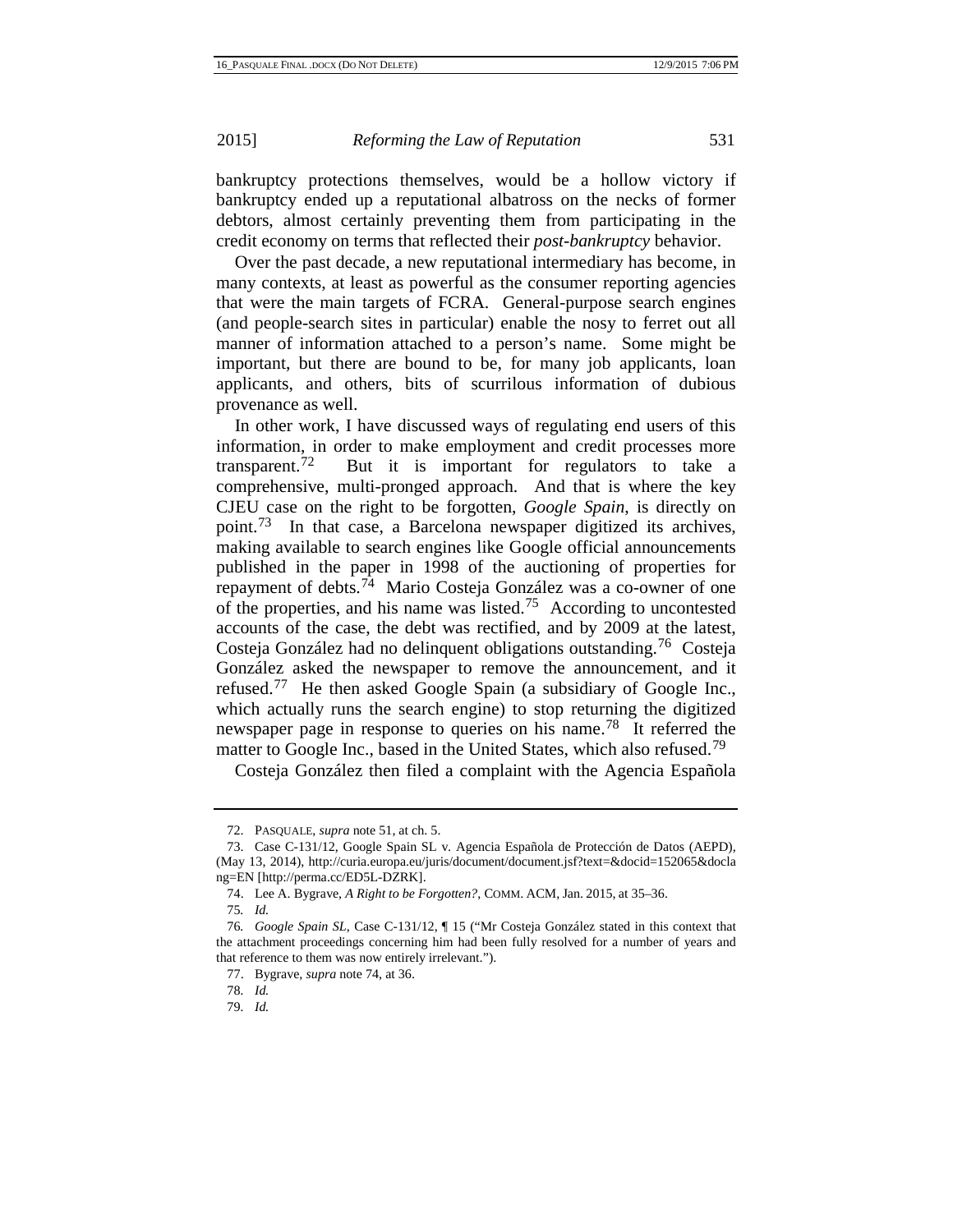bankruptcy protections themselves, would be a hollow victory if bankruptcy ended up a reputational albatross on the necks of former debtors, almost certainly preventing them from participating in the credit economy on terms that reflected their *post-bankruptcy* behavior.

Over the past decade, a new reputational intermediary has become, in many contexts, at least as powerful as the consumer reporting agencies that were the main targets of FCRA. General-purpose search engines (and people-search sites in particular) enable the nosy to ferret out all manner of information attached to a person's name. Some might be important, but there are bound to be, for many job applicants, loan applicants, and others, bits of scurrilous information of dubious provenance as well.

In other work, I have discussed ways of regulating end users of this information, in order to make employment and credit processes more transparent.[72] But it is important for regulators to take a comprehensive, multi-pronged approach. And that is where the key CJEU case on the right to be forgotten, *Google Spain*, is directly on point.[73] In that case, a Barcelona newspaper digitized its archives, making available to search engines like Google official announcements published in the paper in 1998 of the auctioning of properties for repayment of debts.[74] Mario Costeja González was a co-owner of one of the properties, and his name was listed.[75] According to uncontested accounts of the case, the debt was rectified, and by 2009 at the latest, Costeja González had no delinquent obligations outstanding.[76] Costeja González asked the newspaper to remove the announcement, and it refused.[77] He then asked Google Spain (a subsidiary of Google Inc., which actually runs the search engine) to stop returning the digitized newspaper page in response to queries on his name.[78] It referred the matter to Google Inc., based in the United States, which also refused.[79]

Costeja González then filed a complaint with the Agencia Española

---

72. PASQUALE, *supra* note 51, at ch. 5.

73. Case C-131/12, Google Spain SL v. Agencia Española de Protección de Datos (AEPD), (May 13, 2014), http://curia.europa.eu/juris/document/document.jsf?text=&docid=152065&doclang=EN [http://perma.cc/ED5L-DZRK].

74. Lee A. Bygrave, *A Right to be Forgotten?*, COMM. ACM, Jan. 2015, at 35–36.

75. *Id.*

76. *Google Spain SL*, Case C-131/12, ¶ 15 ("Mr Costeja González stated in this context that the attachment proceedings concerning him had been fully resolved for a number of years and that reference to them was now entirely irrelevant.").

77. Bygrave, *supra* note 74, at 36.

78. *Id.*

79. *Id.*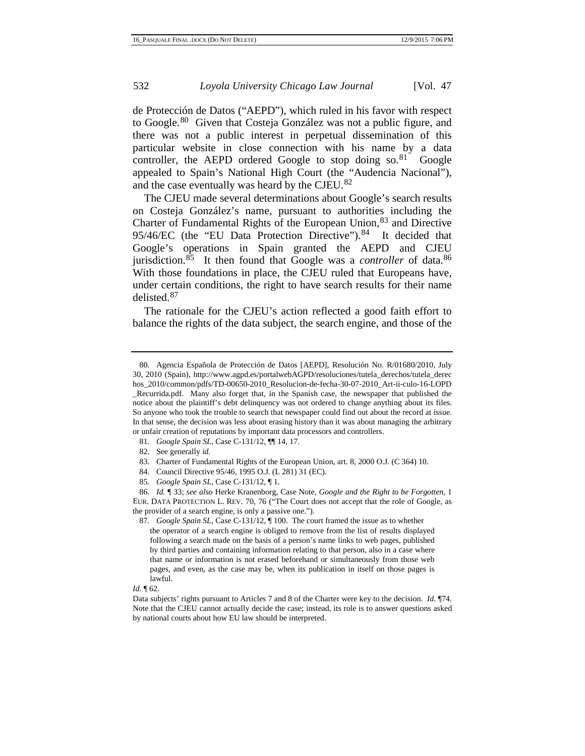de Protección de Datos ("AEPD"), which ruled in his favor with respect to Google.[80] Given that Costeja González was not a public figure, and there was not a public interest in perpetual dissemination of this particular website in close connection with his name by a data controller, the AEPD ordered Google to stop doing so.[81] Google appealed to Spain's National High Court (the "Audencia Nacional"), and the case eventually was heard by the CJEU.[82]

The CJEU made several determinations about Google's search results on Costeja González's name, pursuant to authorities including the Charter of Fundamental Rights of the European Union,[83] and Directive 95/46/EC (the "EU Data Protection Directive").[84] It decided that Google's operations in Spain granted the AEPD and CJEU jurisdiction.[85] It then found that Google was a *controller* of data.[86] With those foundations in place, the CJEU ruled that Europeans have, under certain conditions, the right to have search results for their name delisted.[87]

The rationale for the CJEU's action reflected a good faith effort to balance the rights of the data subject, the search engine, and those of the

---

80. Agencia Española de Protección de Datos [AEPD], Resolución No. R/01680/2010, July 30, 2010 (Spain), http://www.agpd.es/portalwebAGPD/resoluciones/tutela_derechos/tutela_derechos_2010/common/pdfs/TD-00650-2010_Resolucion-de-fecha-30-07-2010_Art-ii-culo-16-LOPD_Recurrida.pdf. Many also forget that, in the Spanish case, the newspaper that published the notice about the plaintiff's debt delinquency was not ordered to change anything about its files. So anyone who took the trouble to search that newspaper could find out about the record at issue. In that sense, the decision was less about erasing history than it was about managing the arbitrary or unfair creation of reputations by important data processors and controllers.

81. *Google Spain SL*, Case C-131/12, ¶¶ 14, 17.

82. See generally *id.*

83. Charter of Fundamental Rights of the European Union, art. 8, 2000 O.J. (C 364) 10.

84. Council Directive 95/46, 1995 O.J. (L 281) 31 (EC).

85. *Google Spain SL*, Case C-131/12, ¶ 1.

86. *Id.* ¶ 33; *see also* Herke Kranenborg, Case Note, *Google and the Right to be Forgotten*, 1 EUR. DATA PROTECTION L. REV. 70, 76 ("The Court does not accept that the role of Google, as the provider of a search engine, is only a passive one.").

87. *Google Spain SL*, Case C-131/12, ¶ 100. The court framed the issue as to whether

> the operator of a search engine is obliged to remove from the list of results displayed following a search made on the basis of a person's name links to web pages, published by third parties and containing information relating to that person, also in a case where that name or information is not erased beforehand or simultaneously from those web pages, and even, as the case may be, when its publication in itself on those pages is lawful.

*Id.* ¶ 62.

Data subjects' rights pursuant to Articles 7 and 8 of the Charter were key to the decision. *Id.* ¶74. Note that the CJEU cannot actually decide the case; instead, its role is to answer questions asked by national courts about how EU law should be interpreted.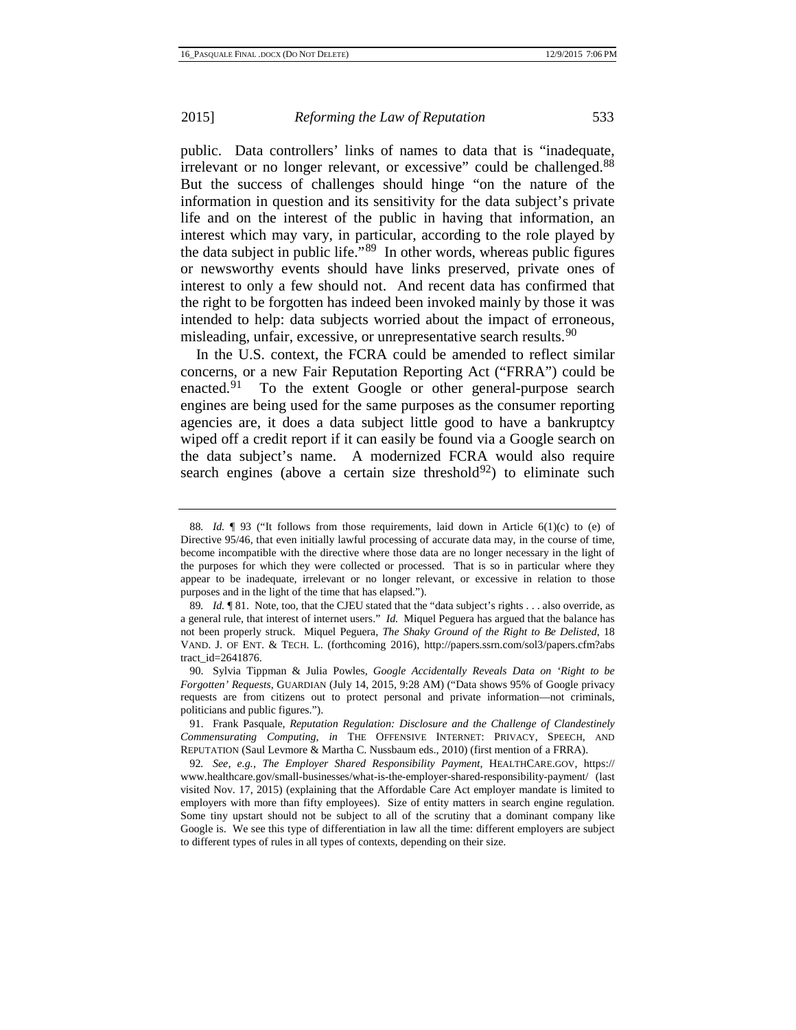public. Data controllers' links of names to data that is "inadequate, irrelevant or no longer relevant, or excessive" could be challenged.[88] But the success of challenges should hinge "on the nature of the information in question and its sensitivity for the data subject's private life and on the interest of the public in having that information, an interest which may vary, in particular, according to the role played by the data subject in public life."[89] In other words, whereas public figures or newsworthy events should have links preserved, private ones of interest to only a few should not. And recent data has confirmed that the right to be forgotten has indeed been invoked mainly by those it was intended to help: data subjects worried about the impact of erroneous, misleading, unfair, excessive, or unrepresentative search results.[90]

In the U.S. context, the FCRA could be amended to reflect similar concerns, or a new Fair Reputation Reporting Act ("FRRA") could be enacted.[91] To the extent Google or other general-purpose search engines are being used for the same purposes as the consumer reporting agencies are, it does a data subject little good to have a bankruptcy wiped off a credit report if it can easily be found via a Google search on the data subject's name. A modernized FCRA would also require search engines (above a certain size threshold[92]) to eliminate such

---

88. *Id.* ¶ 93 ("It follows from those requirements, laid down in Article 6(1)(c) to (e) of Directive 95/46, that even initially lawful processing of accurate data may, in the course of time, become incompatible with the directive where those data are no longer necessary in the light of the purposes for which they were collected or processed. That is so in particular where they appear to be inadequate, irrelevant or no longer relevant, or excessive in relation to those purposes and in the light of the time that has elapsed.").

89. *Id.* ¶ 81. Note, too, that the CJEU stated that the "data subject's rights . . . also override, as a general rule, that interest of internet users." *Id.* Miquel Peguera has argued that the balance has not been properly struck. Miquel Peguera, *The Shaky Ground of the Right to Be Delisted*, 18 VAND. J. OF ENT. & TECH. L. (forthcoming 2016), http://papers.ssrn.com/sol3/papers.cfm?abstract_id=2641876.

90. Sylvia Tippman & Julia Powles, *Google Accidentally Reveals Data on 'Right to be Forgotten' Requests*, GUARDIAN (July 14, 2015, 9:28 AM) ("Data shows 95% of Google privacy requests are from citizens out to protect personal and private information—not criminals, politicians and public figures.").

91. Frank Pasquale, *Reputation Regulation: Disclosure and the Challenge of Clandestinely Commensurating Computing*, *in* THE OFFENSIVE INTERNET: PRIVACY, SPEECH, AND REPUTATION (Saul Levmore & Martha C. Nussbaum eds., 2010) (first mention of a FRRA).

92. *See, e.g.*, *The Employer Shared Responsibility Payment*, HEALTHCARE.GOV, https://www.healthcare.gov/small-businesses/what-is-the-employer-shared-responsibility-payment/ (last visited Nov. 17, 2015) (explaining that the Affordable Care Act employer mandate is limited to employers with more than fifty employees). Size of entity matters in search engine regulation. Some tiny upstart should not be subject to all of the scrutiny that a dominant company like Google is. We see this type of differentiation in law all the time: different employers are subject to different types of rules in all types of contexts, depending on their size.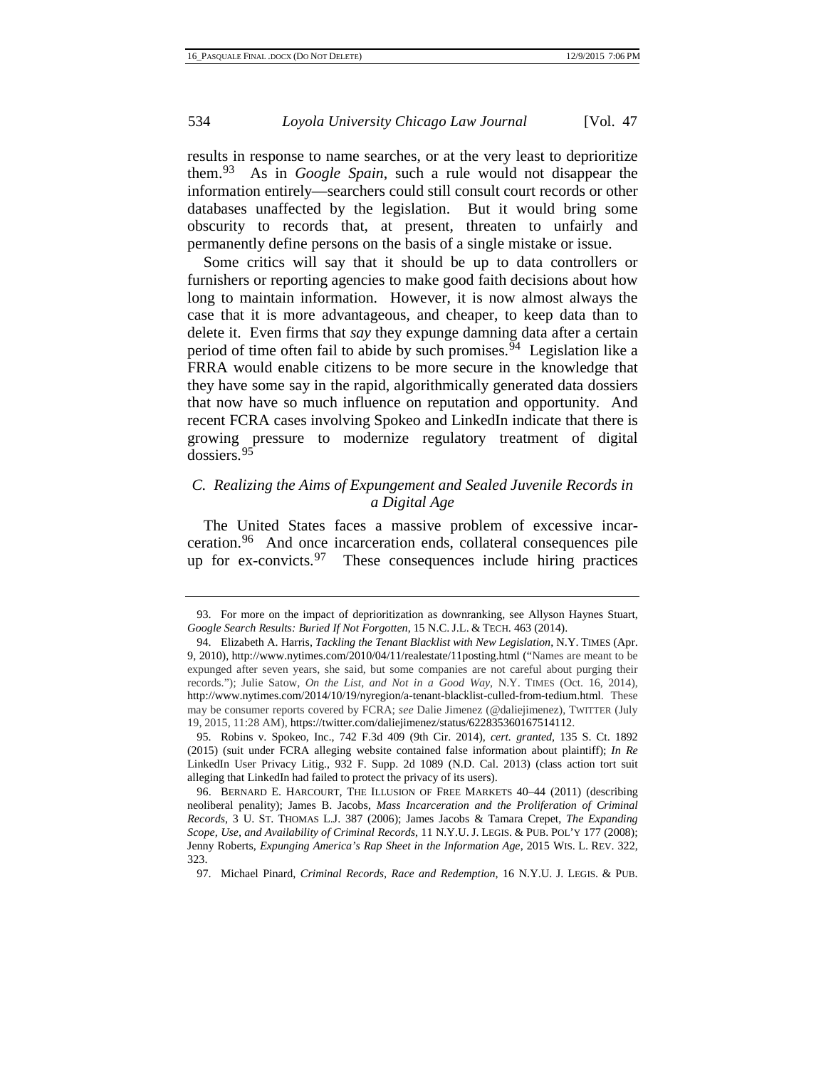results in response to name searches, or at the very least to deprioritize them.[93] As in *Google Spain*, such a rule would not disappear the information entirely—searchers could still consult court records or other databases unaffected by the legislation. But it would bring some obscurity to records that, at present, threaten to unfairly and permanently define persons on the basis of a single mistake or issue.

Some critics will say that it should be up to data controllers or furnishers or reporting agencies to make good faith decisions about how long to maintain information. However, it is now almost always the case that it is more advantageous, and cheaper, to keep data than to delete it. Even firms that *say* they expunge damning data after a certain period of time often fail to abide by such promises.[94] Legislation like a FRRA would enable citizens to be more secure in the knowledge that they have some say in the rapid, algorithmically generated data dossiers that now have so much influence on reputation and opportunity. And recent FCRA cases involving Spokeo and LinkedIn indicate that there is growing pressure to modernize regulatory treatment of digital dossiers.[95]

### *C. Realizing the Aims of Expungement and Sealed Juvenile Records in a Digital Age*

The United States faces a massive problem of excessive incarceration.[96] And once incarceration ends, collateral consequences pile up for ex-convicts.[97] These consequences include hiring practices

---

93. For more on the impact of deprioritization as downranking, see Allyson Haynes Stuart, *Google Search Results: Buried If Not Forgotten*, 15 N.C. J.L. & TECH. 463 (2014).

94. Elizabeth A. Harris, *Tackling the Tenant Blacklist with New Legislation*, N.Y. TIMES (Apr. 9, 2010), http://www.nytimes.com/2010/04/11/realestate/11posting.html ("Names are meant to be expunged after seven years, she said, but some companies are not careful about purging their records."); Julie Satow, *On the List, and Not in a Good Way*, N.Y. TIMES (Oct. 16, 2014), http://www.nytimes.com/2014/10/19/nyregion/a-tenant-blacklist-culled-from-tedium.html. These may be consumer reports covered by FCRA; *see* Dalie Jimenez (@daliejimenez), TWITTER (July 19, 2015, 11:28 AM), https://twitter.com/daliejimenez/status/622835360167514112.

95. Robins v. Spokeo, Inc., 742 F.3d 409 (9th Cir. 2014), *cert. granted*, 135 S. Ct. 1892 (2015) (suit under FCRA alleging website contained false information about plaintiff); *In Re* LinkedIn User Privacy Litig., 932 F. Supp. 2d 1089 (N.D. Cal. 2013) (class action tort suit alleging that LinkedIn had failed to protect the privacy of its users).

96. BERNARD E. HARCOURT, THE ILLUSION OF FREE MARKETS 40–44 (2011) (describing neoliberal penality); James B. Jacobs, *Mass Incarceration and the Proliferation of Criminal Records*, 3 U. ST. THOMAS L.J. 387 (2006); James Jacobs & Tamara Crepet, *The Expanding Scope, Use, and Availability of Criminal Records*, 11 N.Y.U. J. LEGIS. & PUB. POL'Y 177 (2008); Jenny Roberts, *Expunging America's Rap Sheet in the Information Age*, 2015 WIS. L. REV. 322, 323.

97. Michael Pinard, *Criminal Records, Race and Redemption*, 16 N.Y.U. J. LEGIS. & PUB.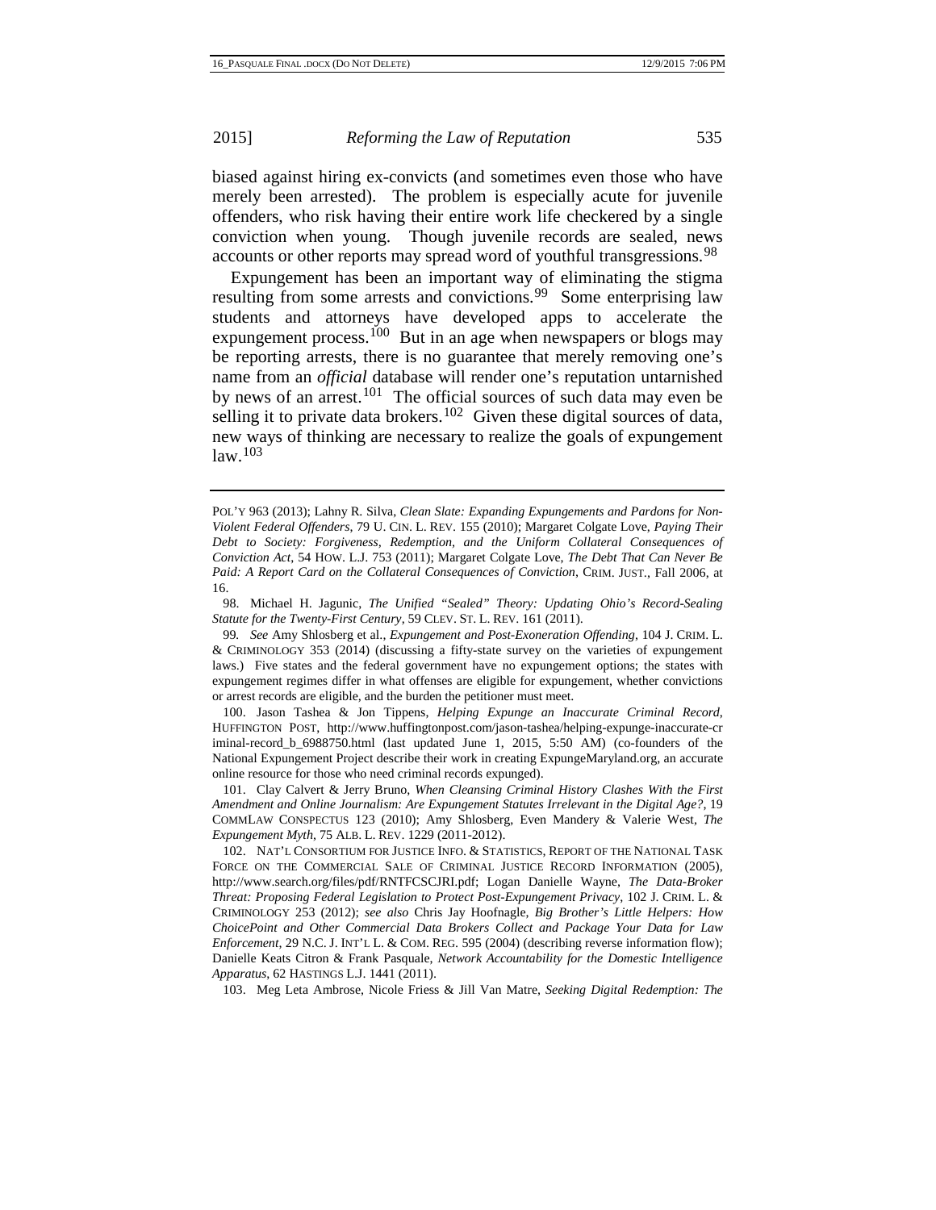biased against hiring ex-convicts (and sometimes even those who have merely been arrested). The problem is especially acute for juvenile offenders, who risk having their entire work life checkered by a single conviction when young. Though juvenile records are sealed, news accounts or other reports may spread word of youthful transgressions.[98]

Expungement has been an important way of eliminating the stigma resulting from some arrests and convictions.[99] Some enterprising law students and attorneys have developed apps to accelerate the expungement process.[100] But in an age when newspapers or blogs may be reporting arrests, there is no guarantee that merely removing one's name from an *official* database will render one's reputation untarnished by news of an arrest.[101] The official sources of such data may even be selling it to private data brokers.[102] Given these digital sources of data, new ways of thinking are necessary to realize the goals of expungement law.[103]

---

POL'Y 963 (2013); Lahny R. Silva, *Clean Slate: Expanding Expungements and Pardons for Non-Violent Federal Offenders*, 79 U. CIN. L. REV. 155 (2010); Margaret Colgate Love, *Paying Their Debt to Society: Forgiveness, Redemption, and the Uniform Collateral Consequences of Conviction Act*, 54 HOW. L.J. 753 (2011); Margaret Colgate Love, *The Debt That Can Never Be Paid: A Report Card on the Collateral Consequences of Conviction*, CRIM. JUST., Fall 2006, at 16.

98. Michael H. Jagunic, *The Unified "Sealed" Theory: Updating Ohio's Record-Sealing Statute for the Twenty-First Century*, 59 CLEV. ST. L. REV. 161 (2011).

99. *See* Amy Shlosberg et al., *Expungement and Post-Exoneration Offending*, 104 J. CRIM. L. & CRIMINOLOGY 353 (2014) (discussing a fifty-state survey on the varieties of expungement laws.) Five states and the federal government have no expungement options; the states with expungement regimes differ in what offenses are eligible for expungement, whether convictions or arrest records are eligible, and the burden the petitioner must meet.

100. Jason Tashea & Jon Tippens, *Helping Expunge an Inaccurate Criminal Record*, HUFFINGTON POST, http://www.huffingtonpost.com/jason-tashea/helping-expunge-inaccurate-criminal-record_b_6988750.html (last updated June 1, 2015, 5:50 AM) (co-founders of the National Expungement Project describe their work in creating ExpungeMaryland.org, an accurate online resource for those who need criminal records expunged).

101. Clay Calvert & Jerry Bruno, *When Cleansing Criminal History Clashes With the First Amendment and Online Journalism: Are Expungement Statutes Irrelevant in the Digital Age?*, 19 COMMLAW CONSPECTUS 123 (2010); Amy Shlosberg, Even Mandery & Valerie West, *The Expungement Myth*, 75 ALB. L. REV. 1229 (2011-2012).

102. NAT'L CONSORTIUM FOR JUSTICE INFO. & STATISTICS, REPORT OF THE NATIONAL TASK FORCE ON THE COMMERCIAL SALE OF CRIMINAL JUSTICE RECORD INFORMATION (2005), http://www.search.org/files/pdf/RNTFCSCJRI.pdf; Logan Danielle Wayne, *The Data-Broker Threat: Proposing Federal Legislation to Protect Post-Expungement Privacy*, 102 J. CRIM. L. & CRIMINOLOGY 253 (2012); *see also* Chris Jay Hoofnagle, *Big Brother's Little Helpers: How ChoicePoint and Other Commercial Data Brokers Collect and Package Your Data for Law Enforcement*, 29 N.C. J. INT'L L. & COM. REG. 595 (2004) (describing reverse information flow); Danielle Keats Citron & Frank Pasquale, *Network Accountability for the Domestic Intelligence Apparatus*, 62 HASTINGS L.J. 1441 (2011).

103. Meg Leta Ambrose, Nicole Friess & Jill Van Matre, *Seeking Digital Redemption: The*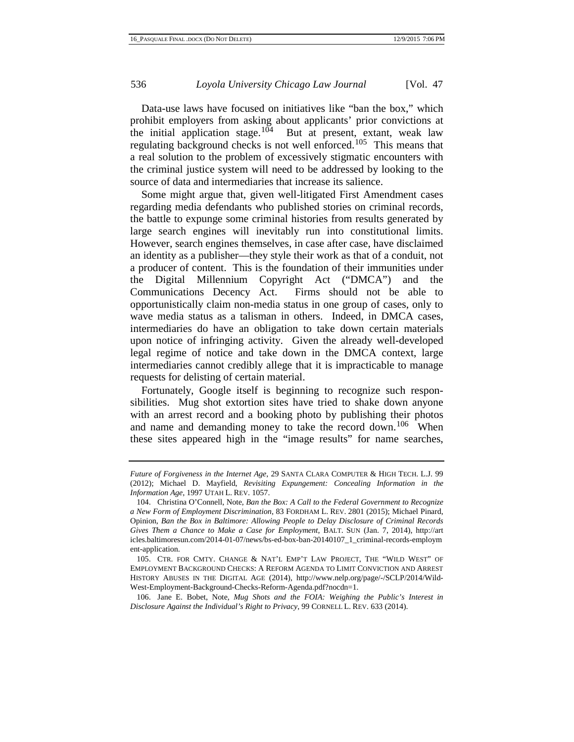Data-use laws have focused on initiatives like "ban the box," which prohibit employers from asking about applicants' prior convictions at the initial application stage.[104] But at present, extant, weak law regulating background checks is not well enforced.[105] This means that a real solution to the problem of excessively stigmatic encounters with the criminal justice system will need to be addressed by looking to the source of data and intermediaries that increase its salience.

Some might argue that, given well-litigated First Amendment cases regarding media defendants who published stories on criminal records, the battle to expunge some criminal histories from results generated by large search engines will inevitably run into constitutional limits. However, search engines themselves, in case after case, have disclaimed an identity as a publisher—they style their work as that of a conduit, not a producer of content. This is the foundation of their immunities under the Digital Millennium Copyright Act ("DMCA") and the Communications Decency Act. Firms should not be able to opportunistically claim non-media status in one group of cases, only to wave media status as a talisman in others. Indeed, in DMCA cases, intermediaries do have an obligation to take down certain materials upon notice of infringing activity. Given the already well-developed legal regime of notice and take down in the DMCA context, large intermediaries cannot credibly allege that it is impracticable to manage requests for delisting of certain material.

Fortunately, Google itself is beginning to recognize such responsibilities. Mug shot extortion sites have tried to shake down anyone with an arrest record and a booking photo by publishing their photos and name and demanding money to take the record down.[106] When these sites appeared high in the "image results" for name searches,

---

*Future of Forgiveness in the Internet Age*, 29 SANTA CLARA COMPUTER & HIGH TECH. L.J. 99 (2012); Michael D. Mayfield, *Revisiting Expungement: Concealing Information in the Information Age*, 1997 UTAH L. REV. 1057.

104. Christina O'Connell, Note, *Ban the Box: A Call to the Federal Government to Recognize a New Form of Employment Discrimination*, 83 FORDHAM L. REV. 2801 (2015); Michael Pinard, Opinion, *Ban the Box in Baltimore: Allowing People to Delay Disclosure of Criminal Records Gives Them a Chance to Make a Case for Employment*, BALT. SUN (Jan. 7, 2014), http://articles.baltimoresun.com/2014-01-07/news/bs-ed-box-ban-20140107_1_criminal-records-employment-application.

105. CTR. FOR CMTY. CHANGE & NAT'L EMP'T LAW PROJECT, THE "WILD WEST" OF EMPLOYMENT BACKGROUND CHECKS: A REFORM AGENDA TO LIMIT CONVICTION AND ARREST HISTORY ABUSES IN THE DIGITAL AGE (2014), http://www.nelp.org/page/-/SCLP/2014/Wild-West-Employment-Background-Checks-Reform-Agenda.pdf?nocdn=1.

106. Jane E. Bobet, Note, *Mug Shots and the FOIA: Weighing the Public's Interest in Disclosure Against the Individual's Right to Privacy*, 99 CORNELL L. REV. 633 (2014).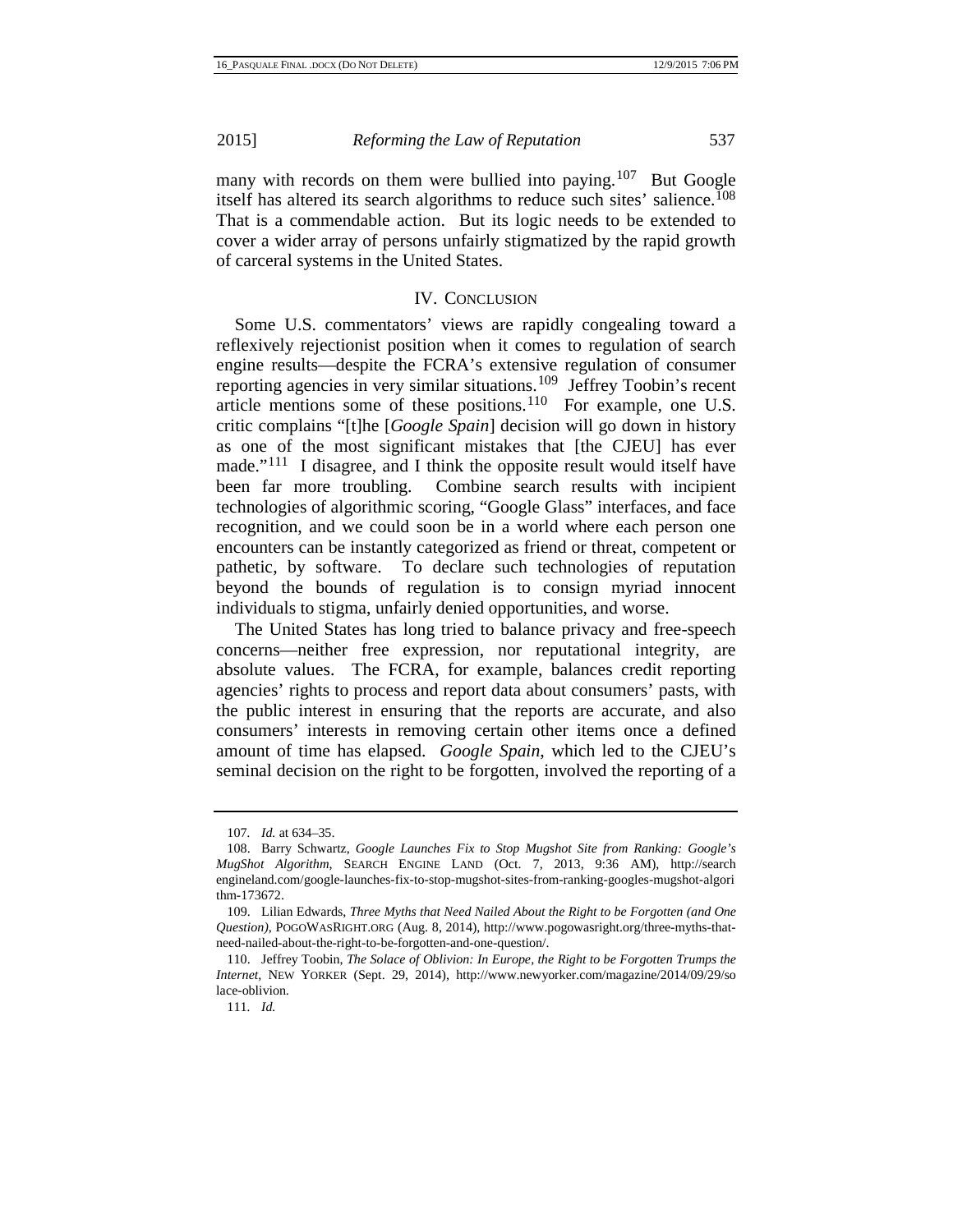many with records on them were bullied into paying.[107] But Google itself has altered its search algorithms to reduce such sites' salience.[108] That is a commendable action. But its logic needs to be extended to cover a wider array of persons unfairly stigmatized by the rapid growth of carceral systems in the United States.

## IV. CONCLUSION

Some U.S. commentators' views are rapidly congealing toward a reflexively rejectionist position when it comes to regulation of search engine results—despite the FCRA's extensive regulation of consumer reporting agencies in very similar situations.[109] Jeffrey Toobin's recent article mentions some of these positions.[110] For example, one U.S. critic complains "[t]he [*Google Spain*] decision will go down in history as one of the most significant mistakes that [the CJEU] has ever made."[111] I disagree, and I think the opposite result would itself have been far more troubling. Combine search results with incipient technologies of algorithmic scoring, "Google Glass" interfaces, and face recognition, and we could soon be in a world where each person one encounters can be instantly categorized as friend or threat, competent or pathetic, by software. To declare such technologies of reputation beyond the bounds of regulation is to consign myriad innocent individuals to stigma, unfairly denied opportunities, and worse.

The United States has long tried to balance privacy and free-speech concerns—neither free expression, nor reputational integrity, are absolute values. The FCRA, for example, balances credit reporting agencies' rights to process and report data about consumers' pasts, with the public interest in ensuring that the reports are accurate, and also consumers' interests in removing certain other items once a defined amount of time has elapsed. *Google Spain*, which led to the CJEU's seminal decision on the right to be forgotten, involved the reporting of a

---

107. *Id.* at 634–35.

108. Barry Schwartz, *Google Launches Fix to Stop Mugshot Site from Ranking: Google's MugShot Algorithm*, SEARCH ENGINE LAND (Oct. 7, 2013, 9:36 AM), http://searchengineland.com/google-launches-fix-to-stop-mugshot-sites-from-ranking-googles-mugshot-algorithm-173672.

109. Lilian Edwards, *Three Myths that Need Nailed About the Right to be Forgotten (and One Question)*, POGOWASRIGHT.ORG (Aug. 8, 2014), http://www.pogowasright.org/three-myths-that-need-nailed-about-the-right-to-be-forgotten-and-one-question/.

110. Jeffrey Toobin, *The Solace of Oblivion: In Europe, the Right to be Forgotten Trumps the Internet*, NEW YORKER (Sept. 29, 2014), http://www.newyorker.com/magazine/2014/09/29/solace-oblivion.

111. *Id.*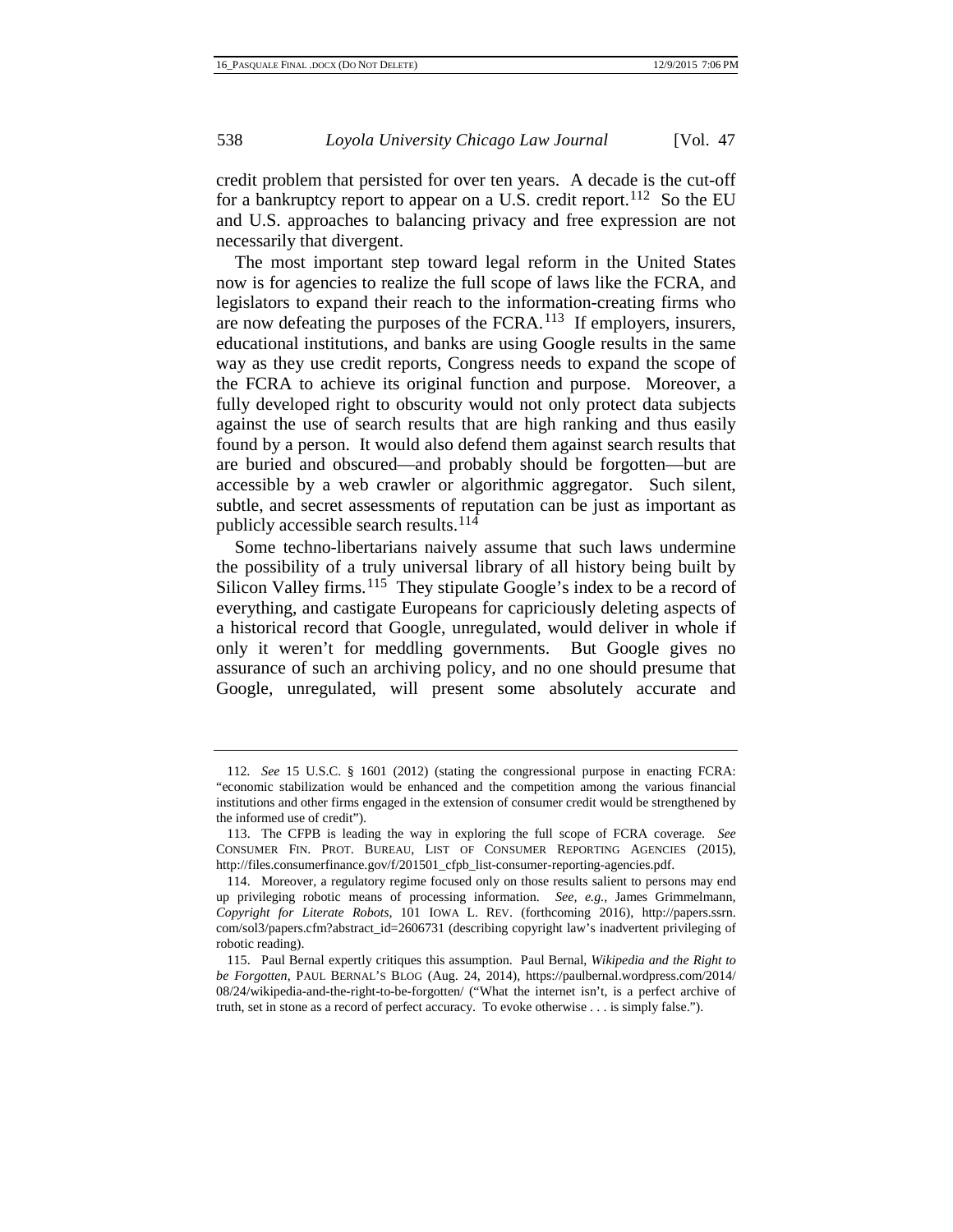credit problem that persisted for over ten years. A decade is the cut-off for a bankruptcy report to appear on a U.S. credit report.[112] So the EU and U.S. approaches to balancing privacy and free expression are not necessarily that divergent.

The most important step toward legal reform in the United States now is for agencies to realize the full scope of laws like the FCRA, and legislators to expand their reach to the information-creating firms who are now defeating the purposes of the FCRA.[113] If employers, insurers, educational institutions, and banks are using Google results in the same way as they use credit reports, Congress needs to expand the scope of the FCRA to achieve its original function and purpose. Moreover, a fully developed right to obscurity would not only protect data subjects against the use of search results that are high ranking and thus easily found by a person. It would also defend them against search results that are buried and obscured—and probably should be forgotten—but are accessible by a web crawler or algorithmic aggregator. Such silent, subtle, and secret assessments of reputation can be just as important as publicly accessible search results.[114]

Some techno-libertarians naively assume that such laws undermine the possibility of a truly universal library of all history being built by Silicon Valley firms.[115] They stipulate Google's index to be a record of everything, and castigate Europeans for capriciously deleting aspects of a historical record that Google, unregulated, would deliver in whole if only it weren't for meddling governments. But Google gives no assurance of such an archiving policy, and no one should presume that Google, unregulated, will present some absolutely accurate and

---

112. *See* 15 U.S.C. § 1601 (2012) (stating the congressional purpose in enacting FCRA: "economic stabilization would be enhanced and the competition among the various financial institutions and other firms engaged in the extension of consumer credit would be strengthened by the informed use of credit").

113. The CFPB is leading the way in exploring the full scope of FCRA coverage. *See* CONSUMER FIN. PROT. BUREAU, LIST OF CONSUMER REPORTING AGENCIES (2015), http://files.consumerfinance.gov/f/201501_cfpb_list-consumer-reporting-agencies.pdf.

114. Moreover, a regulatory regime focused only on those results salient to persons may end up privileging robotic means of processing information. *See, e.g.*, James Grimmelmann, *Copyright for Literate Robots*, 101 IOWA L. REV. (forthcoming 2016), http://papers.ssrn.com/sol3/papers.cfm?abstract_id=2606731 (describing copyright law's inadvertent privileging of robotic reading).

115. Paul Bernal expertly critiques this assumption. Paul Bernal, *Wikipedia and the Right to be Forgotten*, PAUL BERNAL'S BLOG (Aug. 24, 2014), https://paulbernal.wordpress.com/2014/08/24/wikipedia-and-the-right-to-be-forgotten/ ("What the internet isn't, is a perfect archive of truth, set in stone as a record of perfect accuracy. To evoke otherwise . . . is simply false.").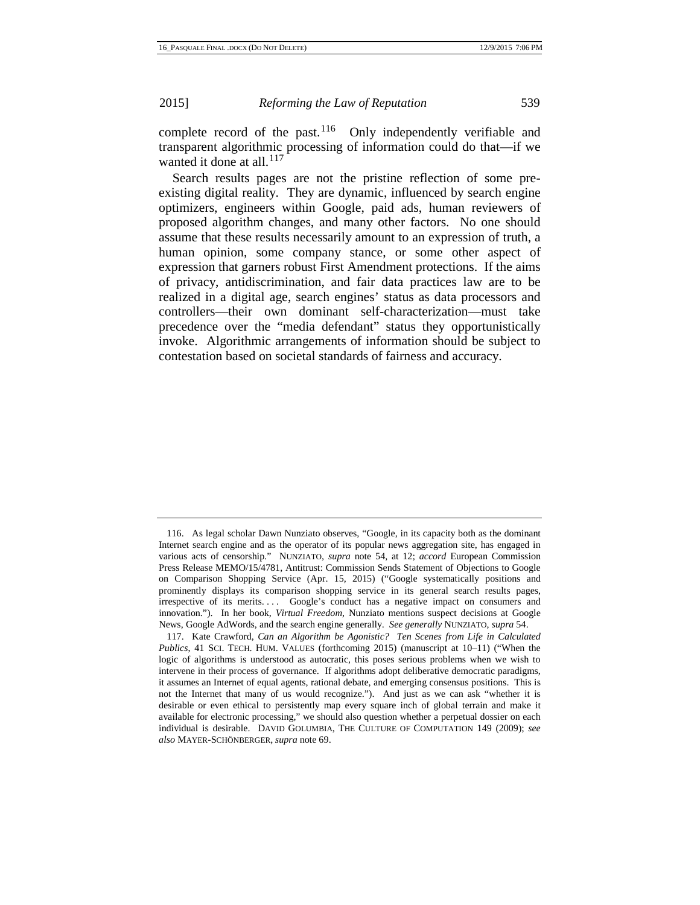complete record of the past.[116] Only independently verifiable and transparent algorithmic processing of information could do that—if we wanted it done at all.[117]

Search results pages are not the pristine reflection of some pre-existing digital reality. They are dynamic, influenced by search engine optimizers, engineers within Google, paid ads, human reviewers of proposed algorithm changes, and many other factors. No one should assume that these results necessarily amount to an expression of truth, a human opinion, some company stance, or some other aspect of expression that garners robust First Amendment protections. If the aims of privacy, antidiscrimination, and fair data practices law are to be realized in a digital age, search engines' status as data processors and controllers—their own dominant self-characterization—must take precedence over the "media defendant" status they opportunistically invoke. Algorithmic arrangements of information should be subject to contestation based on societal standards of fairness and accuracy.

---

116. As legal scholar Dawn Nunziato observes, "Google, in its capacity both as the dominant Internet search engine and as the operator of its popular news aggregation site, has engaged in various acts of censorship." NUNZIATO, *supra* note 54, at 12; *accord* European Commission Press Release MEMO/15/4781, Antitrust: Commission Sends Statement of Objections to Google on Comparison Shopping Service (Apr. 15, 2015) ("Google systematically positions and prominently displays its comparison shopping service in its general search results pages, irrespective of its merits. . . . Google's conduct has a negative impact on consumers and innovation."). In her book, *Virtual Freedom*, Nunziato mentions suspect decisions at Google News, Google AdWords, and the search engine generally. *See generally* NUNZIATO, *supra* 54.

117. Kate Crawford, *Can an Algorithm be Agonistic? Ten Scenes from Life in Calculated Publics*, 41 SCI. TECH. HUM. VALUES (forthcoming 2015) (manuscript at 10–11) ("When the logic of algorithms is understood as autocratic, this poses serious problems when we wish to intervene in their process of governance. If algorithms adopt deliberative democratic paradigms, it assumes an Internet of equal agents, rational debate, and emerging consensus positions. This is not the Internet that many of us would recognize."). And just as we can ask "whether it is desirable or even ethical to persistently map every square inch of global terrain and make it available for electronic processing," we should also question whether a perpetual dossier on each individual is desirable. DAVID GOLUMBIA, THE CULTURE OF COMPUTATION 149 (2009); *see also* MAYER-SCHÖNBERGER, *supra* note 69.